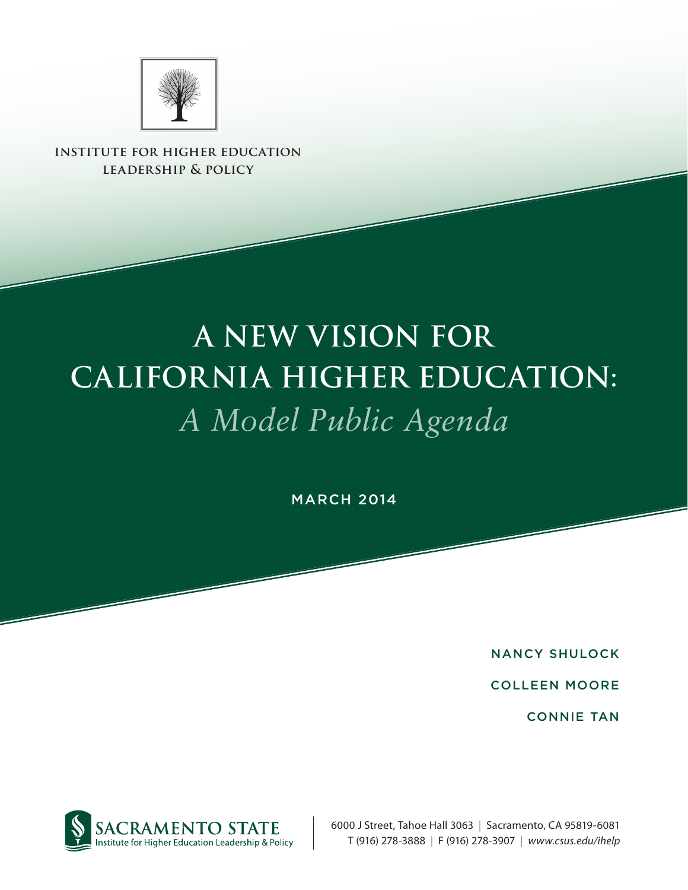**INSTITUTE FOR HIGHER EDUCATION LEADERSHIP & POLICY**

# A NEW VISION FOR CALIFORNIA HIGHER EDUCATION:

## *A Model Public Agenda*

MARCH 2014

NANCY SHULOCK

COLLEEN MOORE

CONNIE TAN

SACRAMENTO STATE
Institute for Higher Education Leadership & Policy

6000 J Street, Tahoe Hall 3063 | Sacramento, CA 95819-6081
T (916) 278-3888 | F (916) 278-3907 | *www.csus.edu/ihelp*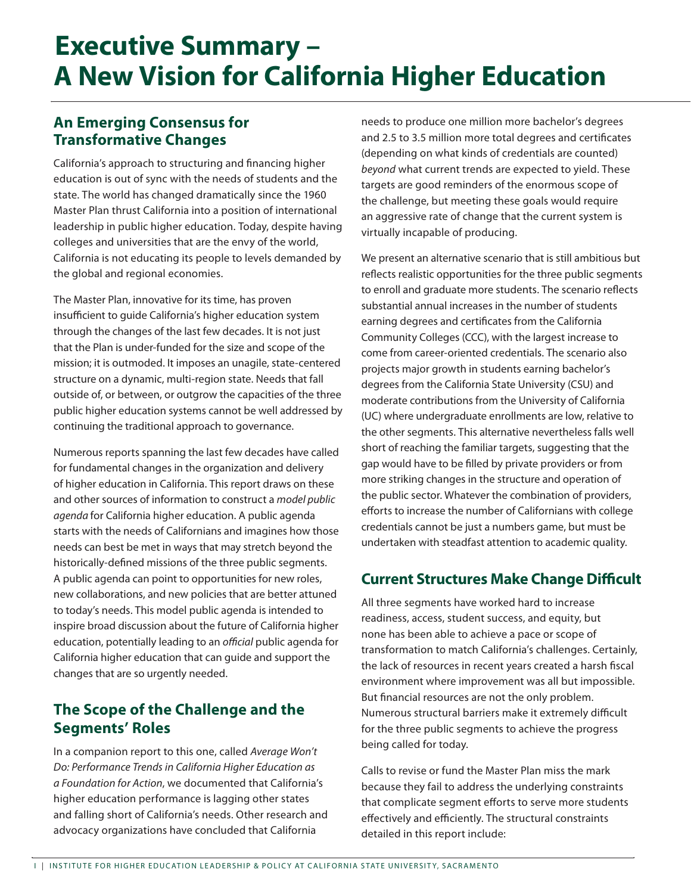# Executive Summary – A New Vision for California Higher Education

## An Emerging Consensus for Transformative Changes

California's approach to structuring and financing higher education is out of sync with the needs of students and the state. The world has changed dramatically since the 1960 Master Plan thrust California into a position of international leadership in public higher education. Today, despite having colleges and universities that are the envy of the world, California is not educating its people to levels demanded by the global and regional economies.

The Master Plan, innovative for its time, has proven insufficient to guide California's higher education system through the changes of the last few decades. It is not just that the Plan is under-funded for the size and scope of the mission; it is outmoded. It imposes an unagile, state-centered structure on a dynamic, multi-region state. Needs that fall outside of, or between, or outgrow the capacities of the three public higher education systems cannot be well addressed by continuing the traditional approach to governance.

Numerous reports spanning the last few decades have called for fundamental changes in the organization and delivery of higher education in California. This report draws on these and other sources of information to construct a *model public agenda* for California higher education. A public agenda starts with the needs of Californians and imagines how those needs can best be met in ways that may stretch beyond the historically-defined missions of the three public segments. A public agenda can point to opportunities for new roles, new collaborations, and new policies that are better attuned to today's needs. This model public agenda is intended to inspire broad discussion about the future of California higher education, potentially leading to an *official* public agenda for California higher education that can guide and support the changes that are so urgently needed.

## The Scope of the Challenge and the Segments' Roles

In a companion report to this one, called *Average Won't Do: Performance Trends in California Higher Education as a Foundation for Action*, we documented that California's higher education performance is lagging other states and falling short of California's needs. Other research and advocacy organizations have concluded that California needs to produce one million more bachelor's degrees and 2.5 to 3.5 million more total degrees and certificates (depending on what kinds of credentials are counted) *beyond* what current trends are expected to yield. These targets are good reminders of the enormous scope of the challenge, but meeting these goals would require an aggressive rate of change that the current system is virtually incapable of producing.

We present an alternative scenario that is still ambitious but reflects realistic opportunities for the three public segments to enroll and graduate more students. The scenario reflects substantial annual increases in the number of students earning degrees and certificates from the California Community Colleges (CCC), with the largest increase to come from career-oriented credentials. The scenario also projects major growth in students earning bachelor's degrees from the California State University (CSU) and moderate contributions from the University of California (UC) where undergraduate enrollments are low, relative to the other segments. This alternative nevertheless falls well short of reaching the familiar targets, suggesting that the gap would have to be filled by private providers or from more striking changes in the structure and operation of the public sector. Whatever the combination of providers, efforts to increase the number of Californians with college credentials cannot be just a numbers game, but must be undertaken with steadfast attention to academic quality.

## Current Structures Make Change Difficult

All three segments have worked hard to increase readiness, access, student success, and equity, but none has been able to achieve a pace or scope of transformation to match California's challenges. Certainly, the lack of resources in recent years created a harsh fiscal environment where improvement was all but impossible. But financial resources are not the only problem. Numerous structural barriers make it extremely difficult for the three public segments to achieve the progress being called for today.

Calls to revise or fund the Master Plan miss the mark because they fail to address the underlying constraints that complicate segment efforts to serve more students effectively and efficiently. The structural constraints detailed in this report include: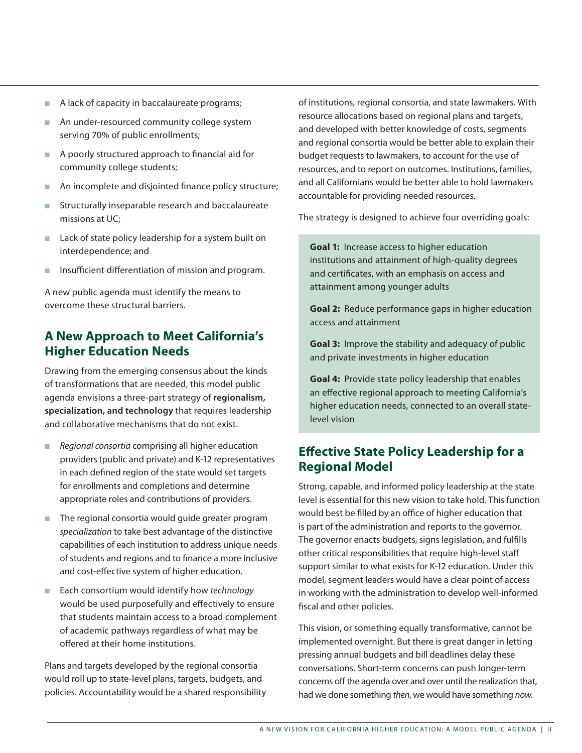- A lack of capacity in baccalaureate programs;
- An under-resourced community college system serving 70% of public enrollments;
- A poorly structured approach to financial aid for community college students;
- An incomplete and disjointed finance policy structure;
- Structurally inseparable research and baccalaureate missions at UC;
- Lack of state policy leadership for a system built on interdependence; and
- Insufficient differentiation of mission and program.

A new public agenda must identify the means to overcome these structural barriers.

## A New Approach to Meet California's Higher Education Needs

Drawing from the emerging consensus about the kinds of transformations that are needed, this model public agenda envisions a three-part strategy of **regionalism, specialization, and technology** that requires leadership and collaborative mechanisms that do not exist.

- *Regional consortia* comprising all higher education providers (public and private) and K-12 representatives in each defined region of the state would set targets for enrollments and completions and determine appropriate roles and contributions of providers.
- The regional consortia would guide greater program *specialization* to take best advantage of the distinctive capabilities of each institution to address unique needs of students and regions and to finance a more inclusive and cost-effective system of higher education.
- Each consortium would identify how *technology* would be used purposefully and effectively to ensure that students maintain access to a broad complement of academic pathways regardless of what may be offered at their home institutions.

Plans and targets developed by the regional consortia would roll up to state-level plans, targets, budgets, and policies. Accountability would be a shared responsibility of institutions, regional consortia, and state lawmakers. With resource allocations based on regional plans and targets, and developed with better knowledge of costs, segments and regional consortia would be better able to explain their budget requests to lawmakers, to account for the use of resources, and to report on outcomes. Institutions, families, and all Californians would be better able to hold lawmakers accountable for providing needed resources.

The strategy is designed to achieve four overriding goals:

**Goal 1:** Increase access to higher education institutions and attainment of high-quality degrees and certificates, with an emphasis on access and attainment among younger adults

**Goal 2:** Reduce performance gaps in higher education access and attainment

**Goal 3:** Improve the stability and adequacy of public and private investments in higher education

**Goal 4:** Provide state policy leadership that enables an effective regional approach to meeting California's higher education needs, connected to an overall state-level vision

## Effective State Policy Leadership for a Regional Model

Strong, capable, and informed policy leadership at the state level is essential for this new vision to take hold. This function would best be filled by an office of higher education that is part of the administration and reports to the governor. The governor enacts budgets, signs legislation, and fulfills other critical responsibilities that require high-level staff support similar to what exists for K-12 education. Under this model, segment leaders would have a clear point of access in working with the administration to develop well-informed fiscal and other policies.

This vision, or something equally transformative, cannot be implemented overnight. But there is great danger in letting pressing annual budgets and bill deadlines delay these conversations. Short-term concerns can push longer-term concerns off the agenda over and over until the realization that, had we done something *then*, we would have something *now*.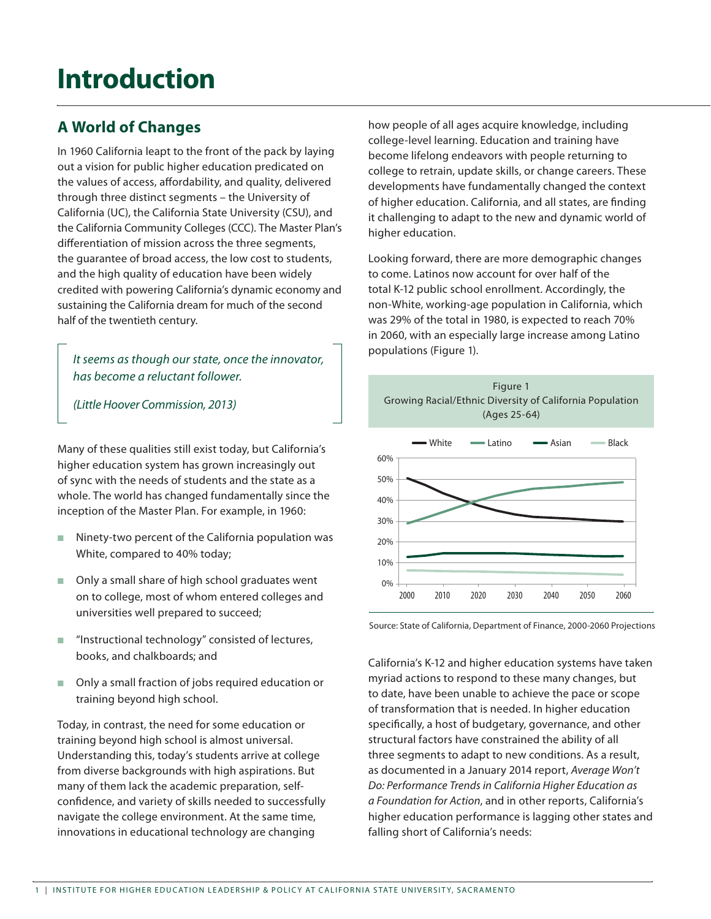# Introduction

## A World of Changes

In 1960 California leapt to the front of the pack by laying out a vision for public higher education predicated on the values of access, affordability, and quality, delivered through three distinct segments – the University of California (UC), the California State University (CSU), and the California Community Colleges (CCC). The Master Plan's differentiation of mission across the three segments, the guarantee of broad access, the low cost to students, and the high quality of education have been widely credited with powering California's dynamic economy and sustaining the California dream for much of the second half of the twentieth century.

> *It seems as though our state, once the innovator, has become a reluctant follower.*
>
> *(Little Hoover Commission, 2013)*

Many of these qualities still exist today, but California's higher education system has grown increasingly out of sync with the needs of students and the state as a whole. The world has changed fundamentally since the inception of the Master Plan. For example, in 1960:

- Ninety-two percent of the California population was White, compared to 40% today;
- Only a small share of high school graduates went on to college, most of whom entered colleges and universities well prepared to succeed;
- "Instructional technology" consisted of lectures, books, and chalkboards; and
- Only a small fraction of jobs required education or training beyond high school.

Today, in contrast, the need for some education or training beyond high school is almost universal. Understanding this, today's students arrive at college from diverse backgrounds with high aspirations. But many of them lack the academic preparation, self-confidence, and variety of skills needed to successfully navigate the college environment. At the same time, innovations in educational technology are changing how people of all ages acquire knowledge, including college-level learning. Education and training have become lifelong endeavors with people returning to college to retrain, update skills, or change careers. These developments have fundamentally changed the context of higher education. California, and all states, are finding it challenging to adapt to the new and dynamic world of higher education.

Looking forward, there are more demographic changes to come. Latinos now account for over half of the total K-12 public school enrollment. Accordingly, the non-White, working-age population in California, which was 29% of the total in 1980, is expected to reach 70% in 2060, with an especially large increase among Latino populations (Figure 1).

Figure 1
Growing Racial/Ethnic Diversity of California Population (Ages 25-64)

Source: State of California, Department of Finance, 2000-2060 Projections

California's K-12 and higher education systems have taken myriad actions to respond to these many changes, but to date, have been unable to achieve the pace or scope of transformation that is needed. In higher education specifically, a host of budgetary, governance, and other structural factors have constrained the ability of all three segments to adapt to new conditions. As a result, as documented in a January 2014 report, *Average Won't Do: Performance Trends in California Higher Education as a Foundation for Action*, and in other reports, California's higher education performance is lagging other states and falling short of California's needs: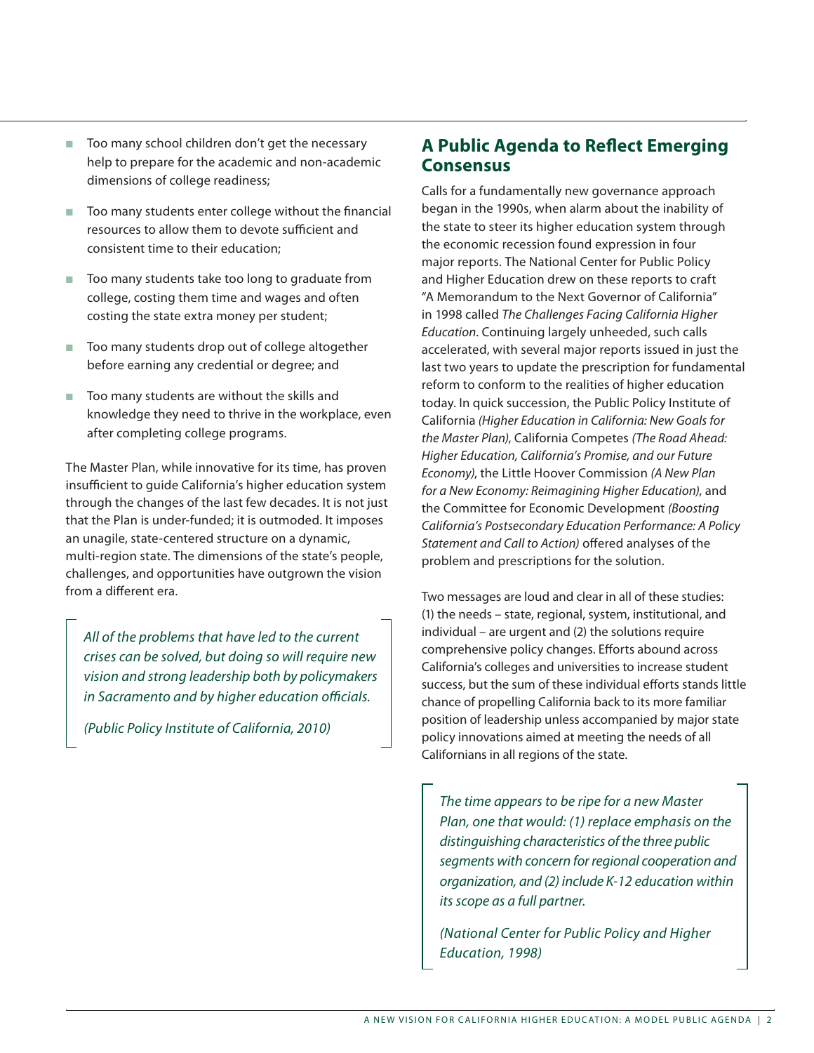- Too many school children don't get the necessary help to prepare for the academic and non-academic dimensions of college readiness;
- Too many students enter college without the financial resources to allow them to devote sufficient and consistent time to their education;
- Too many students take too long to graduate from college, costing them time and wages and often costing the state extra money per student;
- Too many students drop out of college altogether before earning any credential or degree; and
- Too many students are without the skills and knowledge they need to thrive in the workplace, even after completing college programs.

The Master Plan, while innovative for its time, has proven insufficient to guide California's higher education system through the changes of the last few decades. It is not just that the Plan is under-funded; it is outmoded. It imposes an unagile, state-centered structure on a dynamic, multi-region state. The dimensions of the state's people, challenges, and opportunities have outgrown the vision from a different era.

> *All of the problems that have led to the current crises can be solved, but doing so will require new vision and strong leadership both by policymakers in Sacramento and by higher education officials.*
>
> *(Public Policy Institute of California, 2010)*

## A Public Agenda to Reflect Emerging Consensus

Calls for a fundamentally new governance approach began in the 1990s, when alarm about the inability of the state to steer its higher education system through the economic recession found expression in four major reports. The National Center for Public Policy and Higher Education drew on these reports to craft "A Memorandum to the Next Governor of California" in 1998 called *The Challenges Facing California Higher Education*. Continuing largely unheeded, such calls accelerated, with several major reports issued in just the last two years to update the prescription for fundamental reform to conform to the realities of higher education today. In quick succession, the Public Policy Institute of California *(Higher Education in California: New Goals for the Master Plan)*, California Competes *(The Road Ahead: Higher Education, California's Promise, and our Future Economy)*, the Little Hoover Commission *(A New Plan for a New Economy: Reimagining Higher Education)*, and the Committee for Economic Development *(Boosting California's Postsecondary Education Performance: A Policy Statement and Call to Action)* offered analyses of the problem and prescriptions for the solution.

Two messages are loud and clear in all of these studies: (1) the needs – state, regional, system, institutional, and individual – are urgent and (2) the solutions require comprehensive policy changes. Efforts abound across California's colleges and universities to increase student success, but the sum of these individual efforts stands little chance of propelling California back to its more familiar position of leadership unless accompanied by major state policy innovations aimed at meeting the needs of all Californians in all regions of the state.

> *The time appears to be ripe for a new Master Plan, one that would: (1) replace emphasis on the distinguishing characteristics of the three public segments with concern for regional cooperation and organization, and (2) include K-12 education within its scope as a full partner.*
>
> *(National Center for Public Policy and Higher Education, 1998)*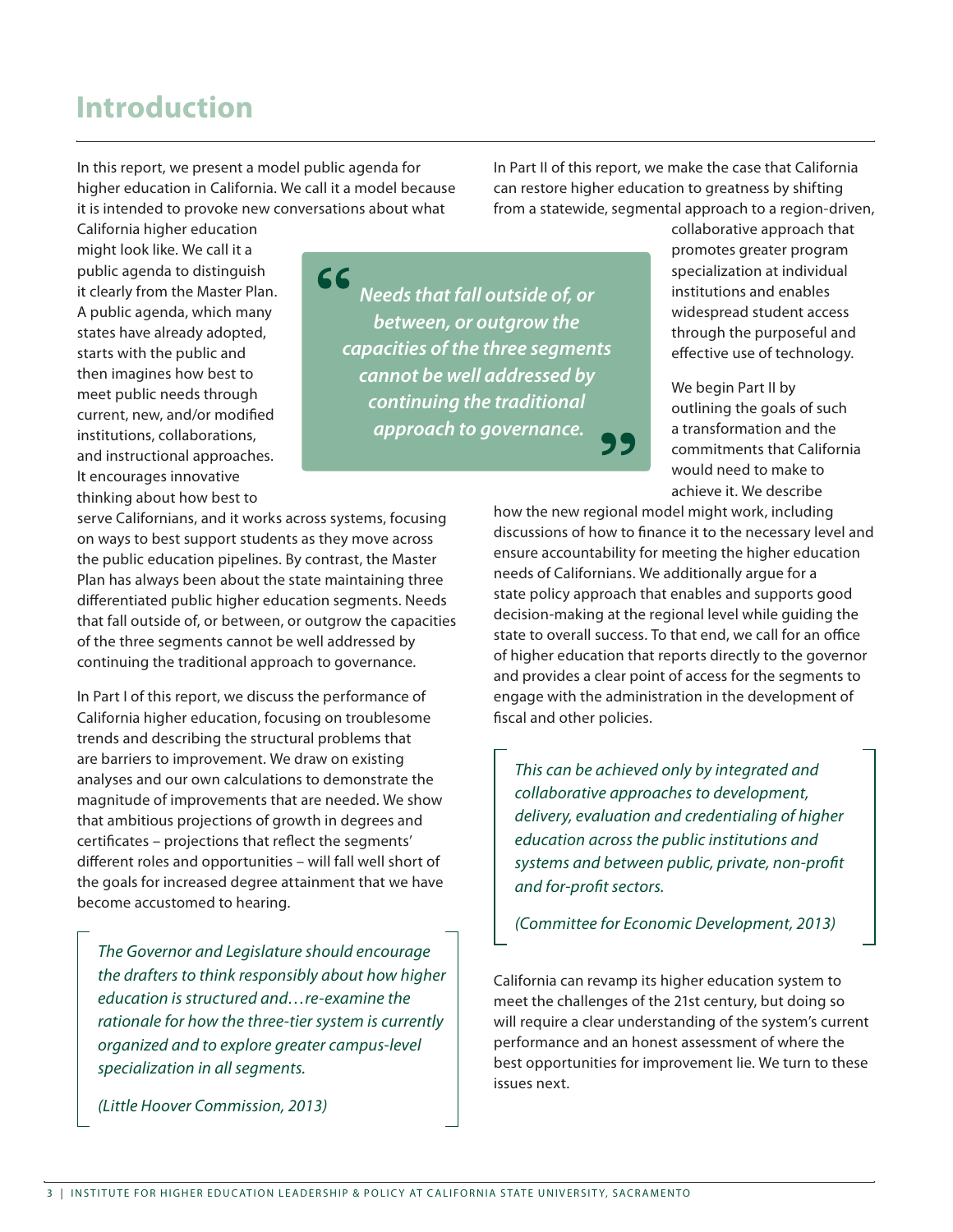# Introduction

In this report, we present a model public agenda for higher education in California. We call it a model because it is intended to provoke new conversations about what California higher education might look like. We call it a public agenda to distinguish it clearly from the Master Plan. A public agenda, which many states have already adopted, starts with the public and then imagines how best to meet public needs through current, new, and/or modified institutions, collaborations, and instructional approaches. It encourages innovative thinking about how best to serve Californians, and it works across systems, focusing on ways to best support students as they move across the public education pipelines. By contrast, the Master Plan has always been about the state maintaining three differentiated public higher education segments. Needs that fall outside of, or between, or outgrow the capacities of the three segments cannot be well addressed by continuing the traditional approach to governance.

> ***"Needs that fall outside of, or between, or outgrow the capacities of the three segments cannot be well addressed by continuing the traditional approach to governance."***

In Part I of this report, we discuss the performance of California higher education, focusing on troublesome trends and describing the structural problems that are barriers to improvement. We draw on existing analyses and our own calculations to demonstrate the magnitude of improvements that are needed. We show that ambitious projections of growth in degrees and certificates – projections that reflect the segments' different roles and opportunities – will fall well short of the goals for increased degree attainment that we have become accustomed to hearing.

> *The Governor and Legislature should encourage the drafters to think responsibly about how higher education is structured and…re-examine the rationale for how the three-tier system is currently organized and to explore greater campus-level specialization in all segments.*
>
> *(Little Hoover Commission, 2013)*

In Part II of this report, we make the case that California can restore higher education to greatness by shifting from a statewide, segmental approach to a region-driven, collaborative approach that promotes greater program specialization at individual institutions and enables widespread student access through the purposeful and effective use of technology.

We begin Part II by outlining the goals of such a transformation and the commitments that California would need to make to achieve it. We describe how the new regional model might work, including discussions of how to finance it to the necessary level and ensure accountability for meeting the higher education needs of Californians. We additionally argue for a state policy approach that enables and supports good decision-making at the regional level while guiding the state to overall success. To that end, we call for an office of higher education that reports directly to the governor and provides a clear point of access for the segments to engage with the administration in the development of fiscal and other policies.

> *This can be achieved only by integrated and collaborative approaches to development, delivery, evaluation and credentialing of higher education across the public institutions and systems and between public, private, non-profit and for-profit sectors.*
>
> *(Committee for Economic Development, 2013)*

California can revamp its higher education system to meet the challenges of the 21st century, but doing so will require a clear understanding of the system's current performance and an honest assessment of where the best opportunities for improvement lie. We turn to these issues next.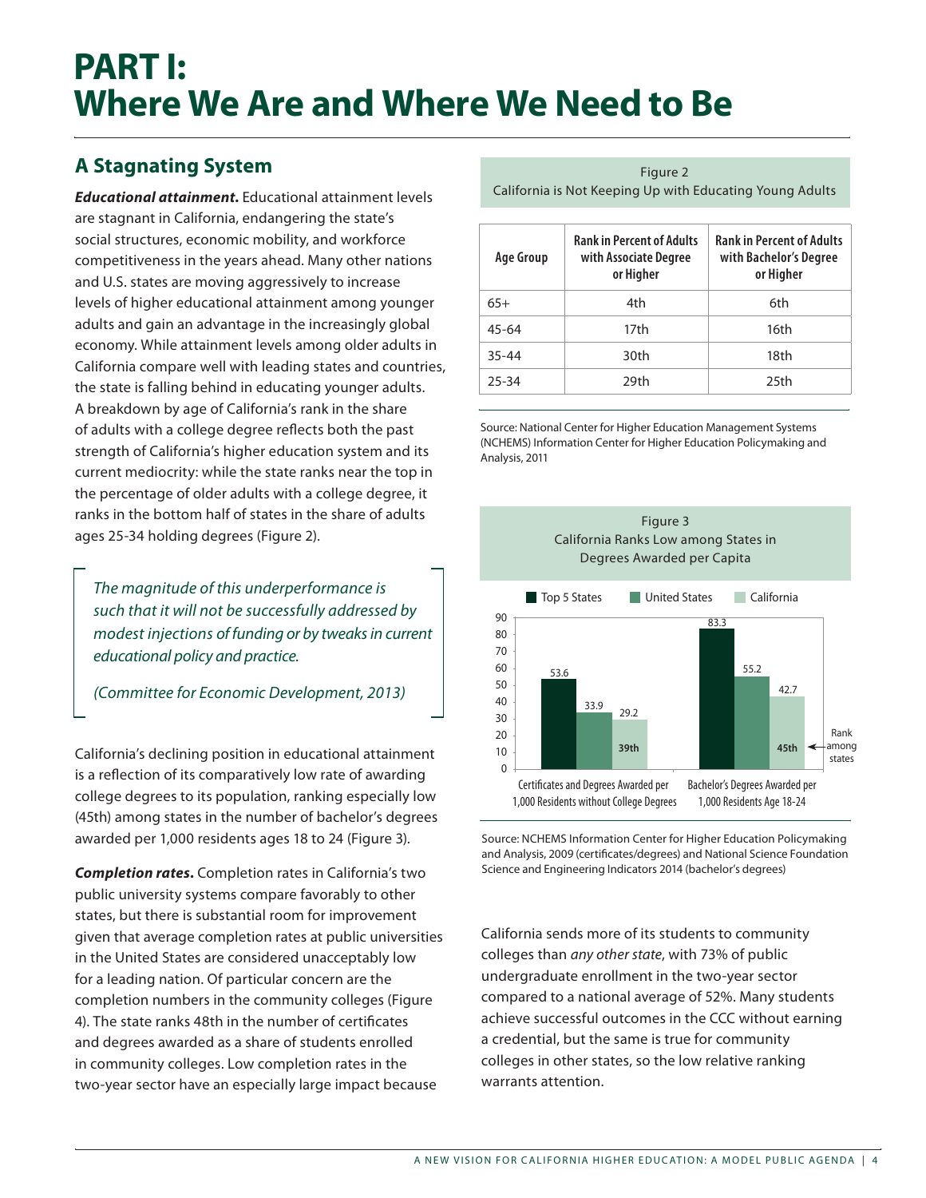# PART I: Where We Are and Where We Need to Be

## A Stagnating System

***Educational attainment.*** Educational attainment levels are stagnant in California, endangering the state's social structures, economic mobility, and workforce competitiveness in the years ahead. Many other nations and U.S. states are moving aggressively to increase levels of higher educational attainment among younger adults and gain an advantage in the increasingly global economy. While attainment levels among older adults in California compare well with leading states and countries, the state is falling behind in educating younger adults. A breakdown by age of California's rank in the share of adults with a college degree reflects both the past strength of California's higher education system and its current mediocrity: while the state ranks near the top in the percentage of older adults with a college degree, it ranks in the bottom half of states in the share of adults ages 25-34 holding degrees (Figure 2).

> *The magnitude of this underperformance is such that it will not be successfully addressed by modest injections of funding or by tweaks in current educational policy and practice.*
>
> *(Committee for Economic Development, 2013)*

California's declining position in educational attainment is a reflection of its comparatively low rate of awarding college degrees to its population, ranking especially low (45th) among states in the number of bachelor's degrees awarded per 1,000 residents ages 18 to 24 (Figure 3).

***Completion rates.*** Completion rates in California's two public university systems compare favorably to other states, but there is substantial room for improvement given that average completion rates at public universities in the United States are considered unacceptably low for a leading nation. Of particular concern are the completion numbers in the community colleges (Figure 4). The state ranks 48th in the number of certificates and degrees awarded as a share of students enrolled in community colleges. Low completion rates in the two-year sector have an especially large impact because California sends more of its students to community colleges than *any other state*, with 73% of public undergraduate enrollment in the two-year sector compared to a national average of 52%. Many students achieve successful outcomes in the CCC without earning a credential, but the same is true for community colleges in other states, so the low relative ranking warrants attention.

Figure 2
California is Not Keeping Up with Educating Young Adults

| Age Group | Rank in Percent of Adults with Associate Degree or Higher | Rank in Percent of Adults with Bachelor's Degree or Higher |
|---|---|---|
| 65+ | 4th | 6th |
| 45-64 | 17th | 16th |
| 35-44 | 30th | 18th |
| 25-34 | 29th | 25th |

Source: National Center for Higher Education Management Systems (NCHEMS) Information Center for Higher Education Policymaking and Analysis, 2011

Figure 3
California Ranks Low among States in Degrees Awarded per Capita

| | Top 5 States | United States | California | Rank among states |
|---|---|---|---|---|
| Certificates and Degrees Awarded per 1,000 Residents without College Degrees | 53.6 | 33.9 | 29.2 | 39th |
| Bachelor's Degrees Awarded per 1,000 Residents Age 18-24 | 83.3 | 55.2 | 42.7 | 45th |

Source: NCHEMS Information Center for Higher Education Policymaking and Analysis, 2009 (certificates/degrees) and National Science Foundation Science and Engineering Indicators 2014 (bachelor's degrees)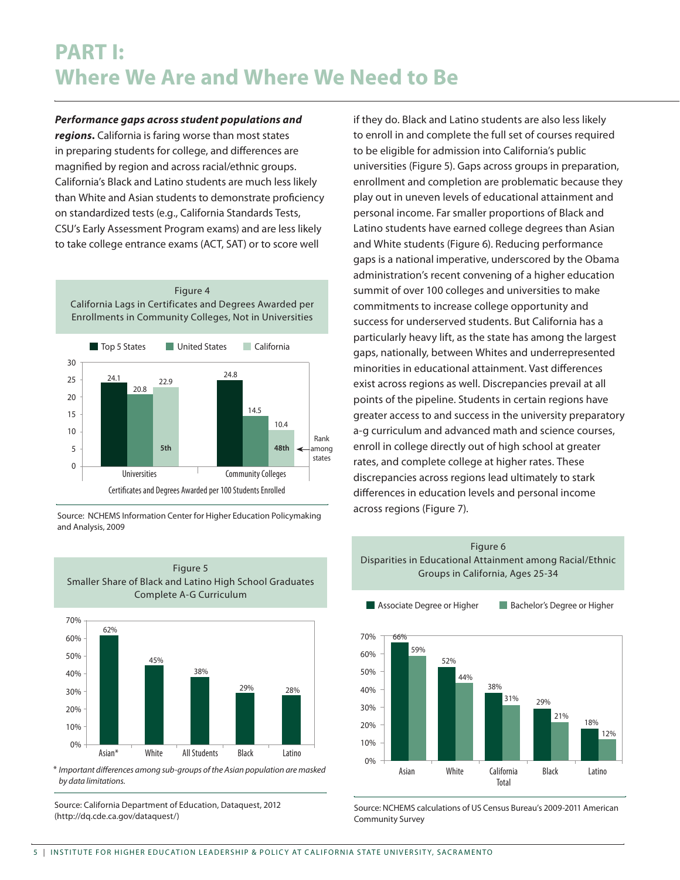# PART I: Where We Are and Where We Need to Be

***Performance gaps across student populations and regions.*** California is faring worse than most states in preparing students for college, and differences are magnified by region and across racial/ethnic groups. California's Black and Latino students are much less likely than White and Asian students to demonstrate proficiency on standardized tests (e.g., California Standards Tests, CSU's Early Assessment Program exams) and are less likely to take college entrance exams (ACT, SAT) or to score well if they do. Black and Latino students are also less likely to enroll in and complete the full set of courses required to be eligible for admission into California's public universities (Figure 5). Gaps across groups in preparation, enrollment and completion are problematic because they play out in uneven levels of educational attainment and personal income. Far smaller proportions of Black and Latino students have earned college degrees than Asian and White students (Figure 6). Reducing performance gaps is a national imperative, underscored by the Obama administration's recent convening of a higher education summit of over 100 colleges and universities to make commitments to increase college opportunity and success for underserved students. But California has a particularly heavy lift, as the state has among the largest gaps, nationally, between Whites and underrepresented minorities in educational attainment. Vast differences exist across regions as well. Discrepancies prevail at all points of the pipeline. Students in certain regions have greater access to and success in the university preparatory a-g curriculum and advanced math and science courses, enroll in college directly out of high school at greater rates, and complete college at higher rates. These discrepancies across regions lead ultimately to stark differences in education levels and personal income across regions (Figure 7).

Figure 4
California Lags in Certificates and Degrees Awarded per Enrollments in Community Colleges, Not in Universities

Certificates and Degrees Awarded per 100 Students Enrolled

| | Top 5 States | United States | California | California rank among states |
|---|---|---|---|---|
| Universities | 24.1 | 20.8 | 22.9 | 5th |
| Community Colleges | 24.8 | 14.5 | 10.4 | 48th |

Source: NCHEMS Information Center for Higher Education Policymaking and Analysis, 2009

Figure 5
Smaller Share of Black and Latino High School Graduates Complete A-G Curriculum

| Asian* | White | All Students | Black | Latino |
|---|---|---|---|---|
| 62% | 45% | 38% | 29% | 28% |

\* *Important differences among sub-groups of the Asian population are masked by data limitations.*

Source: California Department of Education, Dataquest, 2012 (http://dq.cde.ca.gov/dataquest/)

Figure 6
Disparities in Educational Attainment among Racial/Ethnic Groups in California, Ages 25-34

| | Associate Degree or Higher | Bachelor's Degree or Higher |
|---|---|---|
| Asian | 66% | 59% |
| White | 52% | 44% |
| California Total | 38% | 31% |
| Black | 29% | 21% |
| Latino | 18% | 12% |

Source: NCHEMS calculations of US Census Bureau's 2009-2011 American Community Survey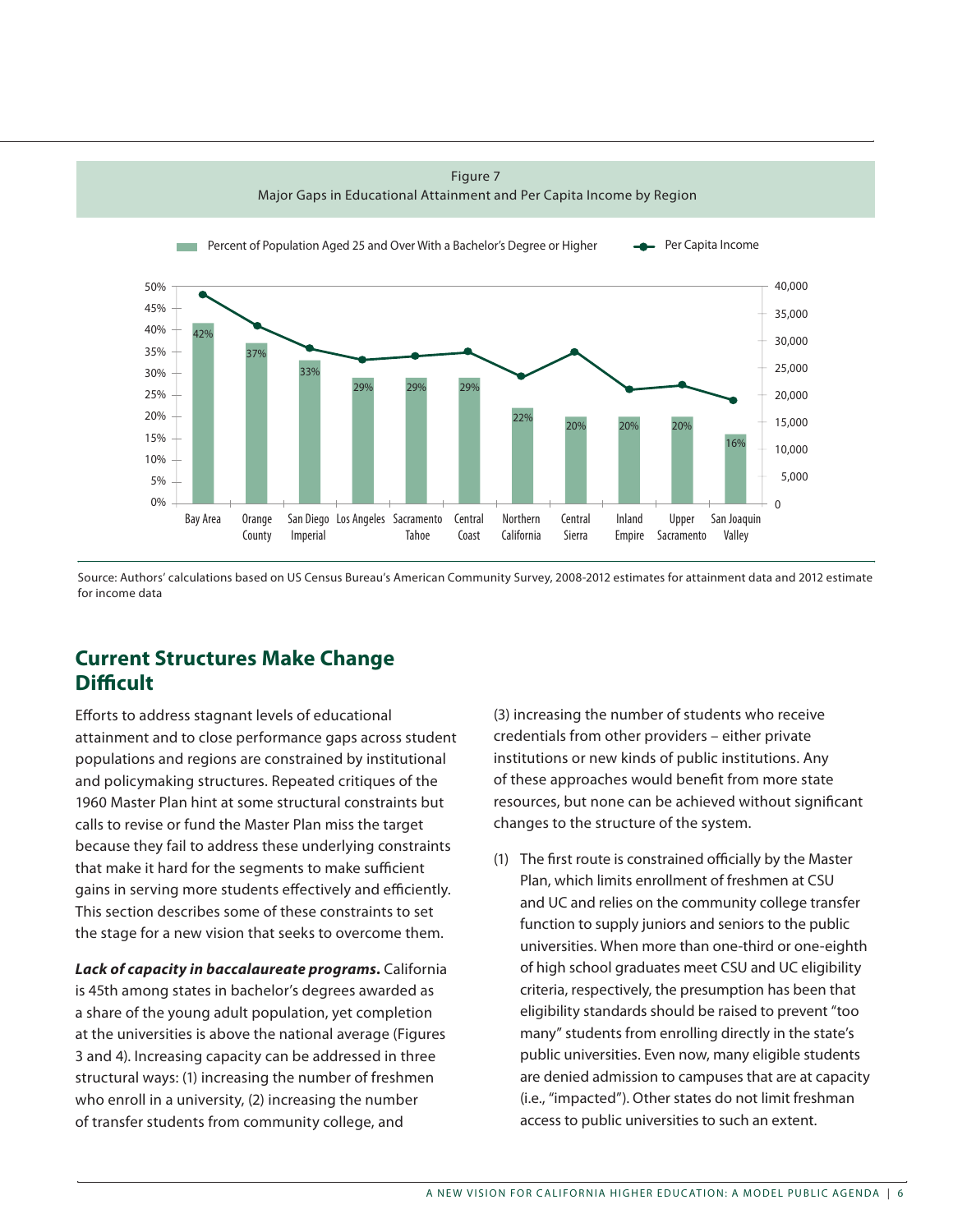Figure 7
Major Gaps in Educational Attainment and Per Capita Income by Region

| Region | Percent of Population Aged 25 and Over With a Bachelor's Degree or Higher |
|---|---|
| Bay Area | 42% |
| Orange County | 37% |
| San Diego Imperial | 33% |
| Los Angeles | 29% |
| Sacramento Tahoe | 29% |
| Central Coast | 29% |
| Northern California | 22% |
| Central Sierra | 20% |
| Inland Empire | 20% |
| Upper Sacramento | 20% |
| San Joaquin Valley | 16% |

Source: Authors' calculations based on US Census Bureau's American Community Survey, 2008-2012 estimates for attainment data and 2012 estimate for income data

## Current Structures Make Change Difficult

Efforts to address stagnant levels of educational attainment and to close performance gaps across student populations and regions are constrained by institutional and policymaking structures. Repeated critiques of the 1960 Master Plan hint at some structural constraints but calls to revise or fund the Master Plan miss the target because they fail to address these underlying constraints that make it hard for the segments to make sufficient gains in serving more students effectively and efficiently. This section describes some of these constraints to set the stage for a new vision that seeks to overcome them.

***Lack of capacity in baccalaureate programs.*** California is 45th among states in bachelor's degrees awarded as a share of the young adult population, yet completion at the universities is above the national average (Figures 3 and 4). Increasing capacity can be addressed in three structural ways: (1) increasing the number of freshmen who enroll in a university, (2) increasing the number of transfer students from community college, and (3) increasing the number of students who receive credentials from other providers – either private institutions or new kinds of public institutions. Any of these approaches would benefit from more state resources, but none can be achieved without significant changes to the structure of the system.

(1) The first route is constrained officially by the Master Plan, which limits enrollment of freshmen at CSU and UC and relies on the community college transfer function to supply juniors and seniors to the public universities. When more than one-third or one-eighth of high school graduates meet CSU and UC eligibility criteria, respectively, the presumption has been that eligibility standards should be raised to prevent "too many" students from enrolling directly in the state's public universities. Even now, many eligible students are denied admission to campuses that are at capacity (i.e., "impacted"). Other states do not limit freshman access to public universities to such an extent.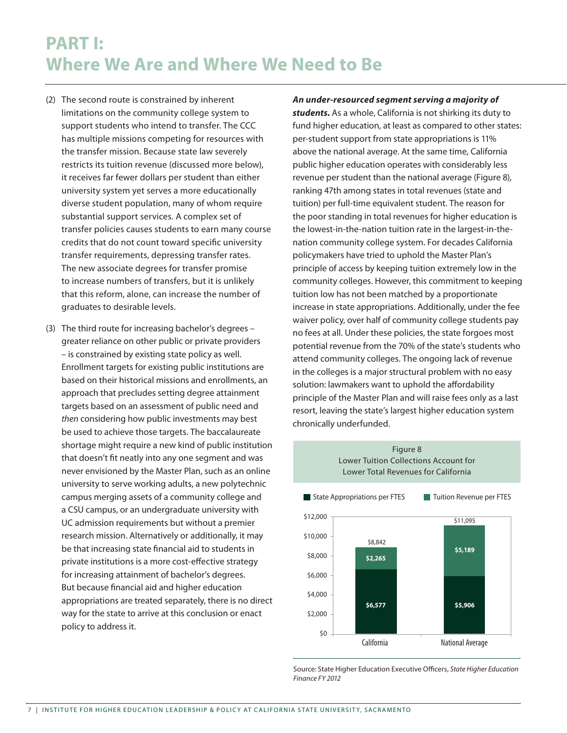# PART I:
# Where We Are and Where We Need to Be

(2) The second route is constrained by inherent limitations on the community college system to support students who intend to transfer. The CCC has multiple missions competing for resources with the transfer mission. Because state law severely restricts its tuition revenue (discussed more below), it receives far fewer dollars per student than either university system yet serves a more educationally diverse student population, many of whom require substantial support services. A complex set of transfer policies causes students to earn many course credits that do not count toward specific university transfer requirements, depressing transfer rates. The new associate degrees for transfer promise to increase numbers of transfers, but it is unlikely that this reform, alone, can increase the number of graduates to desirable levels.

(3) The third route for increasing bachelor's degrees – greater reliance on other public or private providers – is constrained by existing state policy as well. Enrollment targets for existing public institutions are based on their historical missions and enrollments, an approach that precludes setting degree attainment targets based on an assessment of public need and *then* considering how public investments may best be used to achieve those targets. The baccalaureate shortage might require a new kind of public institution that doesn't fit neatly into any one segment and was never envisioned by the Master Plan, such as an online university to serve working adults, a new polytechnic campus merging assets of a community college and a CSU campus, or an undergraduate university with UC admission requirements but without a premier research mission. Alternatively or additionally, it may be that increasing state financial aid to students in private institutions is a more cost-effective strategy for increasing attainment of bachelor's degrees. But because financial aid and higher education appropriations are treated separately, there is no direct way for the state to arrive at this conclusion or enact policy to address it.

***An under-resourced segment serving a majority of students.*** As a whole, California is not shirking its duty to fund higher education, at least as compared to other states: per-student support from state appropriations is 11% above the national average. At the same time, California public higher education operates with considerably less revenue per student than the national average (Figure 8), ranking 47th among states in total revenues (state and tuition) per full-time equivalent student. The reason for the poor standing in total revenues for higher education is the lowest-in-the-nation tuition rate in the largest-in-the-nation community college system. For decades California policymakers have tried to uphold the Master Plan's principle of access by keeping tuition extremely low in the community colleges. However, this commitment to keeping tuition low has not been matched by a proportionate increase in state appropriations. Additionally, under the fee waiver policy, over half of community college students pay no fees at all. Under these policies, the state forgoes most potential revenue from the 70% of the state's students who attend community colleges. The ongoing lack of revenue in the colleges is a major structural problem with no easy solution: lawmakers want to uphold the affordability principle of the Master Plan and will raise fees only as a last resort, leaving the state's largest higher education system chronically underfunded.

Figure 8
Lower Tuition Collections Account for Lower Total Revenues for California

| | State Appropriations per FTES | Tuition Revenue per FTES | Total |
|---|---|---|---|
| California | $6,577 | $2,265 | $8,842 |
| National Average | $5,906 | $5,189 | $11,095 |

Source: State Higher Education Executive Officers, *State Higher Education Finance FY 2012*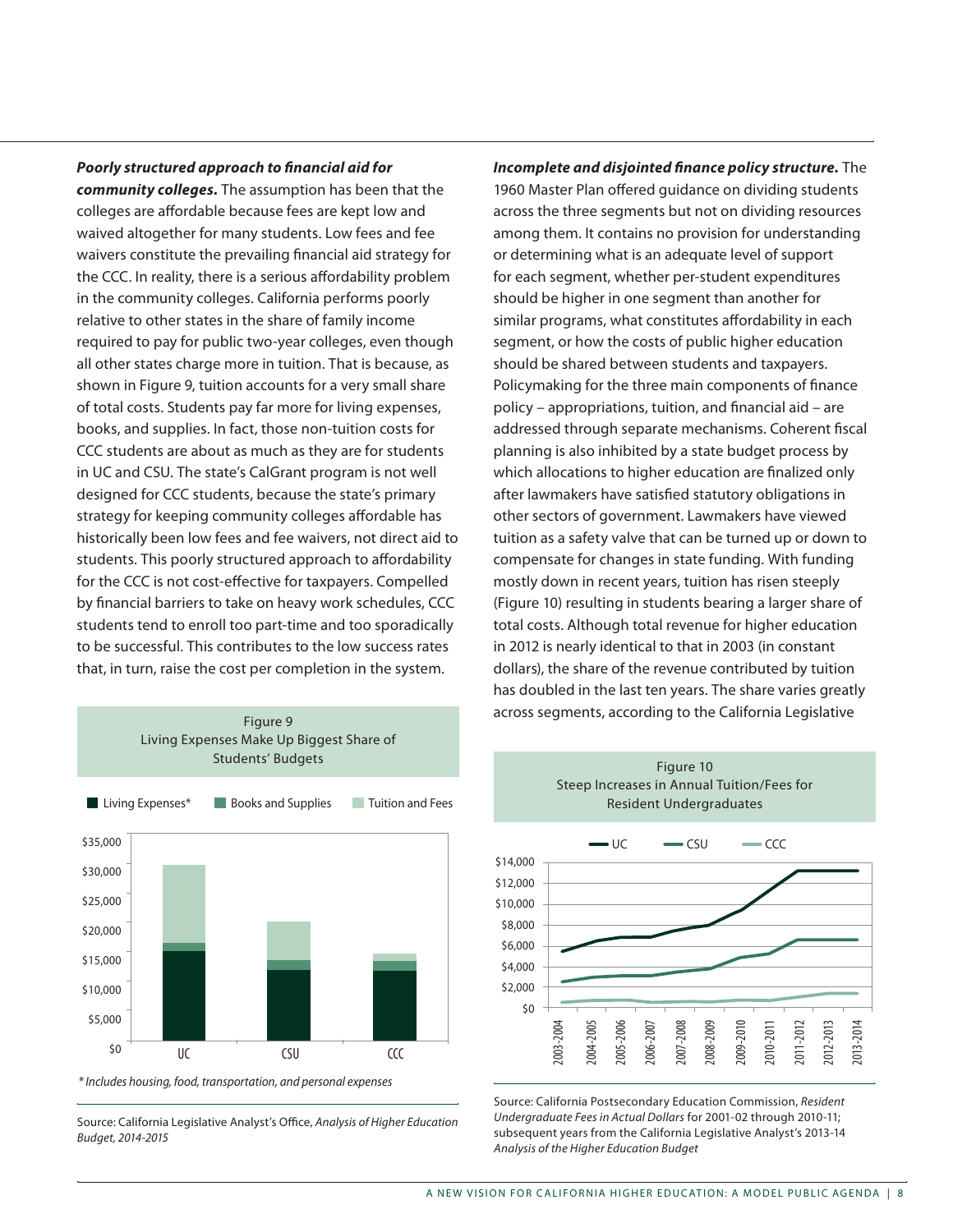***Poorly structured approach to financial aid for community colleges.*** The assumption has been that the colleges are affordable because fees are kept low and waived altogether for many students. Low fees and fee waivers constitute the prevailing financial aid strategy for the CCC. In reality, there is a serious affordability problem in the community colleges. California performs poorly relative to other states in the share of family income required to pay for public two-year colleges, even though all other states charge more in tuition. That is because, as shown in Figure 9, tuition accounts for a very small share of total costs. Students pay far more for living expenses, books, and supplies. In fact, those non-tuition costs for CCC students are about as much as they are for students in UC and CSU. The state's CalGrant program is not well designed for CCC students, because the state's primary strategy for keeping community colleges affordable has historically been low fees and fee waivers, not direct aid to students. This poorly structured approach to affordability for the CCC is not cost-effective for taxpayers. Compelled by financial barriers to take on heavy work schedules, CCC students tend to enroll too part-time and too sporadically to be successful. This contributes to the low success rates that, in turn, raise the cost per completion in the system.

Figure 9
Living Expenses Make Up Biggest Share of Students' Budgets

Legend: Living Expenses* | Books and Supplies | Tuition and Fees

Y-axis: $0 – $35,000; Categories: UC, CSU, CCC

*\* Includes housing, food, transportation, and personal expenses*

Source: California Legislative Analyst's Office, *Analysis of Higher Education Budget, 2014-2015*

***Incomplete and disjointed finance policy structure.*** The 1960 Master Plan offered guidance on dividing students across the three segments but not on dividing resources among them. It contains no provision for understanding or determining what is an adequate level of support for each segment, whether per-student expenditures should be higher in one segment than another for similar programs, what constitutes affordability in each segment, or how the costs of public higher education should be shared between students and taxpayers. Policymaking for the three main components of finance policy – appropriations, tuition, and financial aid – are addressed through separate mechanisms. Coherent fiscal planning is also inhibited by a state budget process by which allocations to higher education are finalized only after lawmakers have satisfied statutory obligations in other sectors of government. Lawmakers have viewed tuition as a safety valve that can be turned up or down to compensate for changes in state funding. With funding mostly down in recent years, tuition has risen steeply (Figure 10) resulting in students bearing a larger share of total costs. Although total revenue for higher education in 2012 is nearly identical to that in 2003 (in constant dollars), the share of the revenue contributed by tuition has doubled in the last ten years. The share varies greatly across segments, according to the California Legislative

Figure 10
Steep Increases in Annual Tuition/Fees for Resident Undergraduates

Legend: UC | CSU | CCC

Y-axis: $0 – $14,000; X-axis: 2003-2004, 2004-2005, 2005-2006, 2006-2007, 2007-2008, 2008-2009, 2009-2010, 2010-2011, 2011-2012, 2012-2013, 2013-2014

Source: California Postsecondary Education Commission, *Resident Undergraduate Fees in Actual Dollars* for 2001-02 through 2010-11; subsequent years from the California Legislative Analyst's 2013-14 *Analysis of the Higher Education Budget*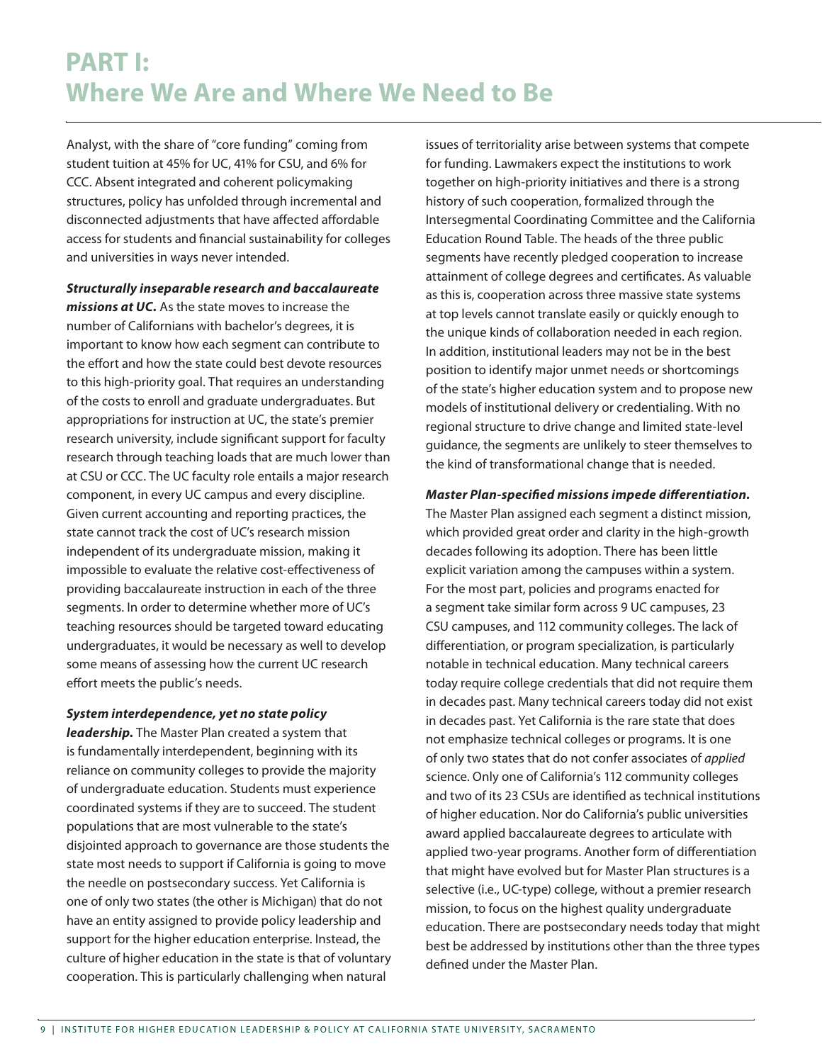# PART I: Where We Are and Where We Need to Be

Analyst, with the share of "core funding" coming from student tuition at 45% for UC, 41% for CSU, and 6% for CCC. Absent integrated and coherent policymaking structures, policy has unfolded through incremental and disconnected adjustments that have affected affordable access for students and financial sustainability for colleges and universities in ways never intended.

***Structurally inseparable research and baccalaureate missions at UC.*** As the state moves to increase the number of Californians with bachelor's degrees, it is important to know how each segment can contribute to the effort and how the state could best devote resources to this high-priority goal. That requires an understanding of the costs to enroll and graduate undergraduates. But appropriations for instruction at UC, the state's premier research university, include significant support for faculty research through teaching loads that are much lower than at CSU or CCC. The UC faculty role entails a major research component, in every UC campus and every discipline. Given current accounting and reporting practices, the state cannot track the cost of UC's research mission independent of its undergraduate mission, making it impossible to evaluate the relative cost-effectiveness of providing baccalaureate instruction in each of the three segments. In order to determine whether more of UC's teaching resources should be targeted toward educating undergraduates, it would be necessary as well to develop some means of assessing how the current UC research effort meets the public's needs.

***System interdependence, yet no state policy leadership.*** The Master Plan created a system that is fundamentally interdependent, beginning with its reliance on community colleges to provide the majority of undergraduate education. Students must experience coordinated systems if they are to succeed. The student populations that are most vulnerable to the state's disjointed approach to governance are those students the state most needs to support if California is going to move the needle on postsecondary success. Yet California is one of only two states (the other is Michigan) that do not have an entity assigned to provide policy leadership and support for the higher education enterprise. Instead, the culture of higher education in the state is that of voluntary cooperation. This is particularly challenging when natural issues of territoriality arise between systems that compete for funding. Lawmakers expect the institutions to work together on high-priority initiatives and there is a strong history of such cooperation, formalized through the Intersegmental Coordinating Committee and the California Education Round Table. The heads of the three public segments have recently pledged cooperation to increase attainment of college degrees and certificates. As valuable as this is, cooperation across three massive state systems at top levels cannot translate easily or quickly enough to the unique kinds of collaboration needed in each region. In addition, institutional leaders may not be in the best position to identify major unmet needs or shortcomings of the state's higher education system and to propose new models of institutional delivery or credentialing. With no regional structure to drive change and limited state-level guidance, the segments are unlikely to steer themselves to the kind of transformational change that is needed.

***Master Plan-specified missions impede differentiation.*** The Master Plan assigned each segment a distinct mission, which provided great order and clarity in the high-growth decades following its adoption. There has been little explicit variation among the campuses within a system. For the most part, policies and programs enacted for a segment take similar form across 9 UC campuses, 23 CSU campuses, and 112 community colleges. The lack of differentiation, or program specialization, is particularly notable in technical education. Many technical careers today require college credentials that did not require them in decades past. Many technical careers today did not exist in decades past. Yet California is the rare state that does not emphasize technical colleges or programs. It is one of only two states that do not confer associates of *applied* science. Only one of California's 112 community colleges and two of its 23 CSUs are identified as technical institutions of higher education. Nor do California's public universities award applied baccalaureate degrees to articulate with applied two-year programs. Another form of differentiation that might have evolved but for Master Plan structures is a selective (i.e., UC-type) college, without a premier research mission, to focus on the highest quality undergraduate education. There are postsecondary needs today that might best be addressed by institutions other than the three types defined under the Master Plan.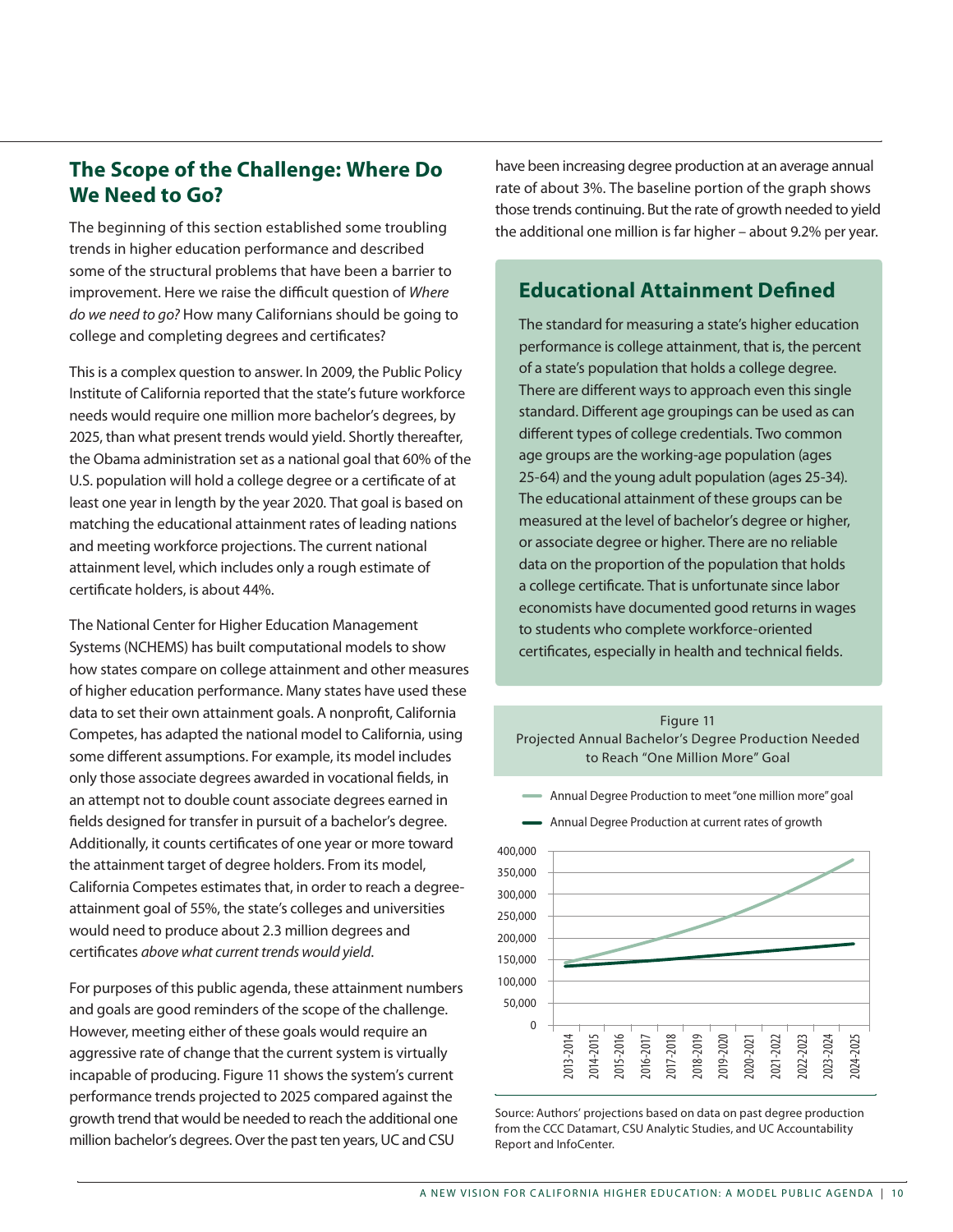## The Scope of the Challenge: Where Do We Need to Go?

The beginning of this section established some troubling trends in higher education performance and described some of the structural problems that have been a barrier to improvement. Here we raise the difficult question of *Where do we need to go?* How many Californians should be going to college and completing degrees and certificates?

This is a complex question to answer. In 2009, the Public Policy Institute of California reported that the state's future workforce needs would require one million more bachelor's degrees, by 2025, than what present trends would yield. Shortly thereafter, the Obama administration set as a national goal that 60% of the U.S. population will hold a college degree or a certificate of at least one year in length by the year 2020. That goal is based on matching the educational attainment rates of leading nations and meeting workforce projections. The current national attainment level, which includes only a rough estimate of certificate holders, is about 44%.

The National Center for Higher Education Management Systems (NCHEMS) has built computational models to show how states compare on college attainment and other measures of higher education performance. Many states have used these data to set their own attainment goals. A nonprofit, California Competes, has adapted the national model to California, using some different assumptions. For example, its model includes only those associate degrees awarded in vocational fields, in an attempt not to double count associate degrees earned in fields designed for transfer in pursuit of a bachelor's degree. Additionally, it counts certificates of one year or more toward the attainment target of degree holders. From its model, California Competes estimates that, in order to reach a degree-attainment goal of 55%, the state's colleges and universities would need to produce about 2.3 million degrees and certificates *above what current trends would yield*.

For purposes of this public agenda, these attainment numbers and goals are good reminders of the scope of the challenge. However, meeting either of these goals would require an aggressive rate of change that the current system is virtually incapable of producing. Figure 11 shows the system's current performance trends projected to 2025 compared against the growth trend that would be needed to reach the additional one million bachelor's degrees. Over the past ten years, UC and CSU have been increasing degree production at an average annual rate of about 3%. The baseline portion of the graph shows those trends continuing. But the rate of growth needed to yield the additional one million is far higher – about 9.2% per year.

### Educational Attainment Defined

The standard for measuring a state's higher education performance is college attainment, that is, the percent of a state's population that holds a college degree. There are different ways to approach even this single standard. Different age groupings can be used as can different types of college credentials. Two common age groups are the working-age population (ages 25-64) and the young adult population (ages 25-34). The educational attainment of these groups can be measured at the level of bachelor's degree or higher, or associate degree or higher. There are no reliable data on the proportion of the population that holds a college certificate. That is unfortunate since labor economists have documented good returns in wages to students who complete workforce-oriented certificates, especially in health and technical fields.

Figure 11
Projected Annual Bachelor's Degree Production Needed to Reach "One Million More" Goal

Source: Authors' projections based on data on past degree production from the CCC Datamart, CSU Analytic Studies, and UC Accountability Report and InfoCenter.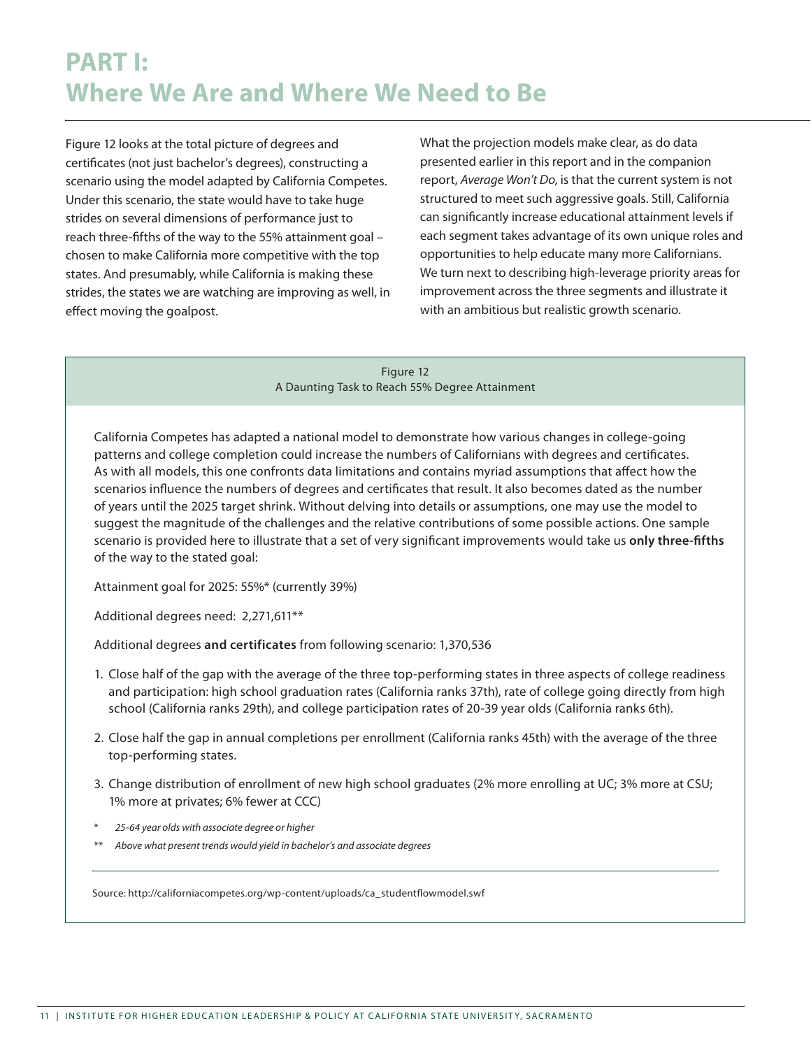# PART I: Where We Are and Where We Need to Be

Figure 12 looks at the total picture of degrees and certificates (not just bachelor's degrees), constructing a scenario using the model adapted by California Competes. Under this scenario, the state would have to take huge strides on several dimensions of performance just to reach three-fifths of the way to the 55% attainment goal – chosen to make California more competitive with the top states. And presumably, while California is making these strides, the states we are watching are improving as well, in effect moving the goalpost.

What the projection models make clear, as do data presented earlier in this report and in the companion report, *Average Won't Do*, is that the current system is not structured to meet such aggressive goals. Still, California can significantly increase educational attainment levels if each segment takes advantage of its own unique roles and opportunities to help educate many more Californians. We turn next to describing high-leverage priority areas for improvement across the three segments and illustrate it with an ambitious but realistic growth scenario.

Figure 12
A Daunting Task to Reach 55% Degree Attainment

California Competes has adapted a national model to demonstrate how various changes in college-going patterns and college completion could increase the numbers of Californians with degrees and certificates. As with all models, this one confronts data limitations and contains myriad assumptions that affect how the scenarios influence the numbers of degrees and certificates that result. It also becomes dated as the number of years until the 2025 target shrink. Without delving into details or assumptions, one may use the model to suggest the magnitude of the challenges and the relative contributions of some possible actions. One sample scenario is provided here to illustrate that a set of very significant improvements would take us **only three-fifths** of the way to the stated goal:

Attainment goal for 2025: 55%* (currently 39%)

Additional degrees need: 2,271,611**

Additional degrees **and certificates** from following scenario: 1,370,536

1. Close half of the gap with the average of the three top-performing states in three aspects of college readiness and participation: high school graduation rates (California ranks 37th), rate of college going directly from high school (California ranks 29th), and college participation rates of 20-39 year olds (California ranks 6th).
2. Close half the gap in annual completions per enrollment (California ranks 45th) with the average of the three top-performing states.
3. Change distribution of enrollment of new high school graduates (2% more enrolling at UC; 3% more at CSU; 1% more at privates; 6% fewer at CCC)

\* *25-64 year olds with associate degree or higher*

\*\* *Above what present trends would yield in bachelor's and associate degrees*

Source: http://californiacompetes.org/wp-content/uploads/ca_studentflowmodel.swf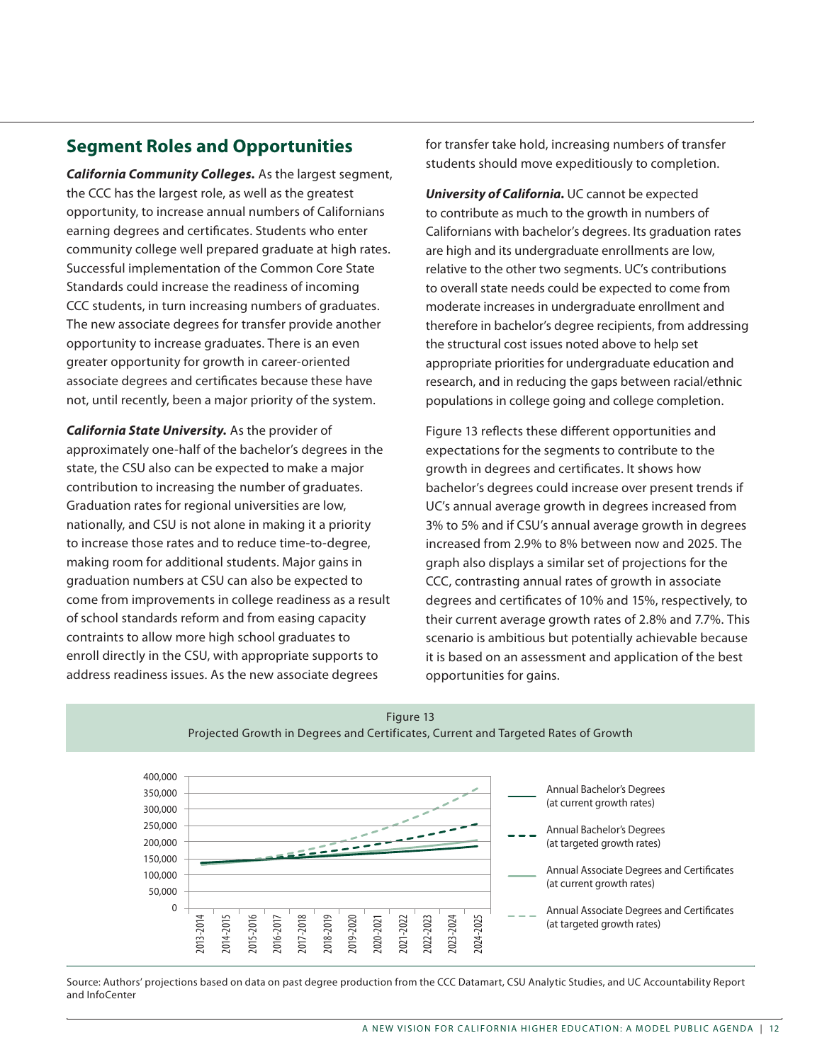## Segment Roles and Opportunities

***California Community Colleges.*** As the largest segment, the CCC has the largest role, as well as the greatest opportunity, to increase annual numbers of Californians earning degrees and certificates. Students who enter community college well prepared graduate at high rates. Successful implementation of the Common Core State Standards could increase the readiness of incoming CCC students, in turn increasing numbers of graduates. The new associate degrees for transfer provide another opportunity to increase graduates. There is an even greater opportunity for growth in career-oriented associate degrees and certificates because these have not, until recently, been a major priority of the system.

***California State University.*** As the provider of approximately one-half of the bachelor's degrees in the state, the CSU also can be expected to make a major contribution to increasing the number of graduates. Graduation rates for regional universities are low, nationally, and CSU is not alone in making it a priority to increase those rates and to reduce time-to-degree, making room for additional students. Major gains in graduation numbers at CSU can also be expected to come from improvements in college readiness as a result of school standards reform and from easing capacity contraints to allow more high school graduates to enroll directly in the CSU, with appropriate supports to address readiness issues. As the new associate degrees for transfer take hold, increasing numbers of transfer students should move expeditiously to completion.

***University of California.*** UC cannot be expected to contribute as much to the growth in numbers of Californians with bachelor's degrees. Its graduation rates are high and its undergraduate enrollments are low, relative to the other two segments. UC's contributions to overall state needs could be expected to come from moderate increases in undergraduate enrollment and therefore in bachelor's degree recipients, from addressing the structural cost issues noted above to help set appropriate priorities for undergraduate education and research, and in reducing the gaps between racial/ethnic populations in college going and college completion.

Figure 13 reflects these different opportunities and expectations for the segments to contribute to the growth in degrees and certificates. It shows how bachelor's degrees could increase over present trends if UC's annual average growth in degrees increased from 3% to 5% and if CSU's annual average growth in degrees increased from 2.9% to 8% between now and 2025. The graph also displays a similar set of projections for the CCC, contrasting annual rates of growth in associate degrees and certificates of 10% and 15%, respectively, to their current average growth rates of 2.8% and 7.7%. This scenario is ambitious but potentially achievable because it is based on an assessment and application of the best opportunities for gains.

Figure 13
Projected Growth in Degrees and Certificates, Current and Targeted Rates of Growth

Source: Authors' projections based on data on past degree production from the CCC Datamart, CSU Analytic Studies, and UC Accountability Report and InfoCenter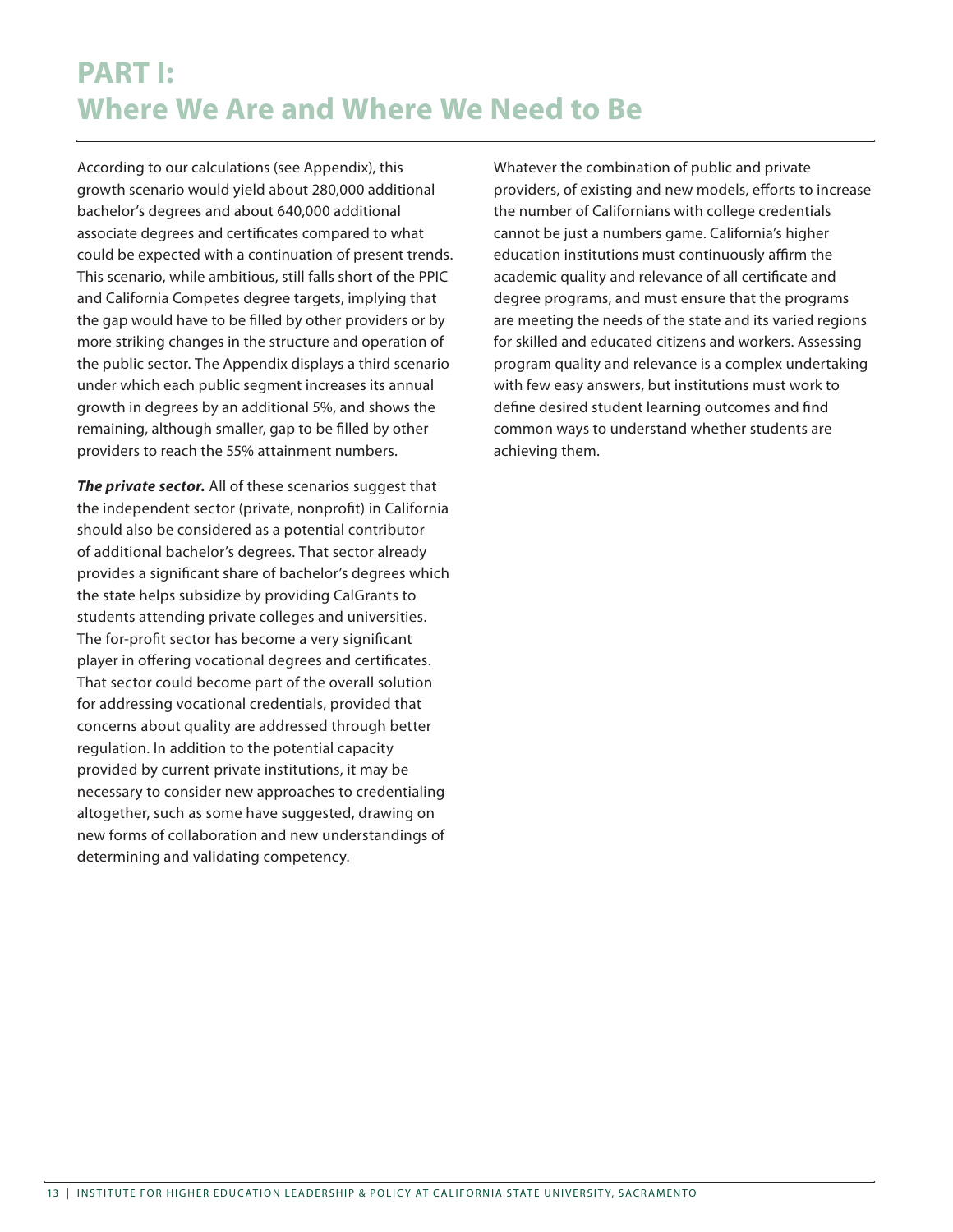# PART I: Where We Are and Where We Need to Be

According to our calculations (see Appendix), this growth scenario would yield about 280,000 additional bachelor's degrees and about 640,000 additional associate degrees and certificates compared to what could be expected with a continuation of present trends. This scenario, while ambitious, still falls short of the PPIC and California Competes degree targets, implying that the gap would have to be filled by other providers or by more striking changes in the structure and operation of the public sector. The Appendix displays a third scenario under which each public segment increases its annual growth in degrees by an additional 5%, and shows the remaining, although smaller, gap to be filled by other providers to reach the 55% attainment numbers.

***The private sector.*** All of these scenarios suggest that the independent sector (private, nonprofit) in California should also be considered as a potential contributor of additional bachelor's degrees. That sector already provides a significant share of bachelor's degrees which the state helps subsidize by providing CalGrants to students attending private colleges and universities. The for-profit sector has become a very significant player in offering vocational degrees and certificates. That sector could become part of the overall solution for addressing vocational credentials, provided that concerns about quality are addressed through better regulation. In addition to the potential capacity provided by current private institutions, it may be necessary to consider new approaches to credentialing altogether, such as some have suggested, drawing on new forms of collaboration and new understandings of determining and validating competency.

Whatever the combination of public and private providers, of existing and new models, efforts to increase the number of Californians with college credentials cannot be just a numbers game. California's higher education institutions must continuously affirm the academic quality and relevance of all certificate and degree programs, and must ensure that the programs are meeting the needs of the state and its varied regions for skilled and educated citizens and workers. Assessing program quality and relevance is a complex undertaking with few easy answers, but institutions must work to define desired student learning outcomes and find common ways to understand whether students are achieving them.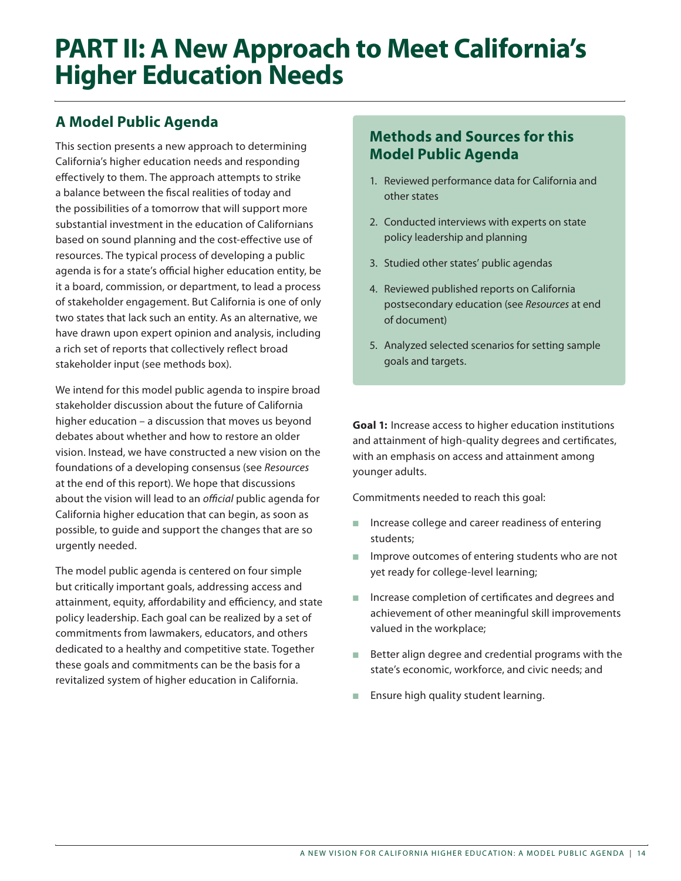# PART II: A New Approach to Meet California's Higher Education Needs

## A Model Public Agenda

This section presents a new approach to determining California's higher education needs and responding effectively to them. The approach attempts to strike a balance between the fiscal realities of today and the possibilities of a tomorrow that will support more substantial investment in the education of Californians based on sound planning and the cost-effective use of resources. The typical process of developing a public agenda is for a state's official higher education entity, be it a board, commission, or department, to lead a process of stakeholder engagement. But California is one of only two states that lack such an entity. As an alternative, we have drawn upon expert opinion and analysis, including a rich set of reports that collectively reflect broad stakeholder input (see methods box).

We intend for this model public agenda to inspire broad stakeholder discussion about the future of California higher education – a discussion that moves us beyond debates about whether and how to restore an older vision. Instead, we have constructed a new vision on the foundations of a developing consensus (see *Resources* at the end of this report). We hope that discussions about the vision will lead to an *official* public agenda for California higher education that can begin, as soon as possible, to guide and support the changes that are so urgently needed.

The model public agenda is centered on four simple but critically important goals, addressing access and attainment, equity, affordability and efficiency, and state policy leadership. Each goal can be realized by a set of commitments from lawmakers, educators, and others dedicated to a healthy and competitive state. Together these goals and commitments can be the basis for a revitalized system of higher education in California.

### Methods and Sources for this Model Public Agenda

1. Reviewed performance data for California and other states
2. Conducted interviews with experts on state policy leadership and planning
3. Studied other states' public agendas
4. Reviewed published reports on California postsecondary education (see *Resources* at end of document)
5. Analyzed selected scenarios for setting sample goals and targets.

**Goal 1:** Increase access to higher education institutions and attainment of high-quality degrees and certificates, with an emphasis on access and attainment among younger adults.

Commitments needed to reach this goal:

- Increase college and career readiness of entering students;
- Improve outcomes of entering students who are not yet ready for college-level learning;
- Increase completion of certificates and degrees and achievement of other meaningful skill improvements valued in the workplace;
- Better align degree and credential programs with the state's economic, workforce, and civic needs; and
- Ensure high quality student learning.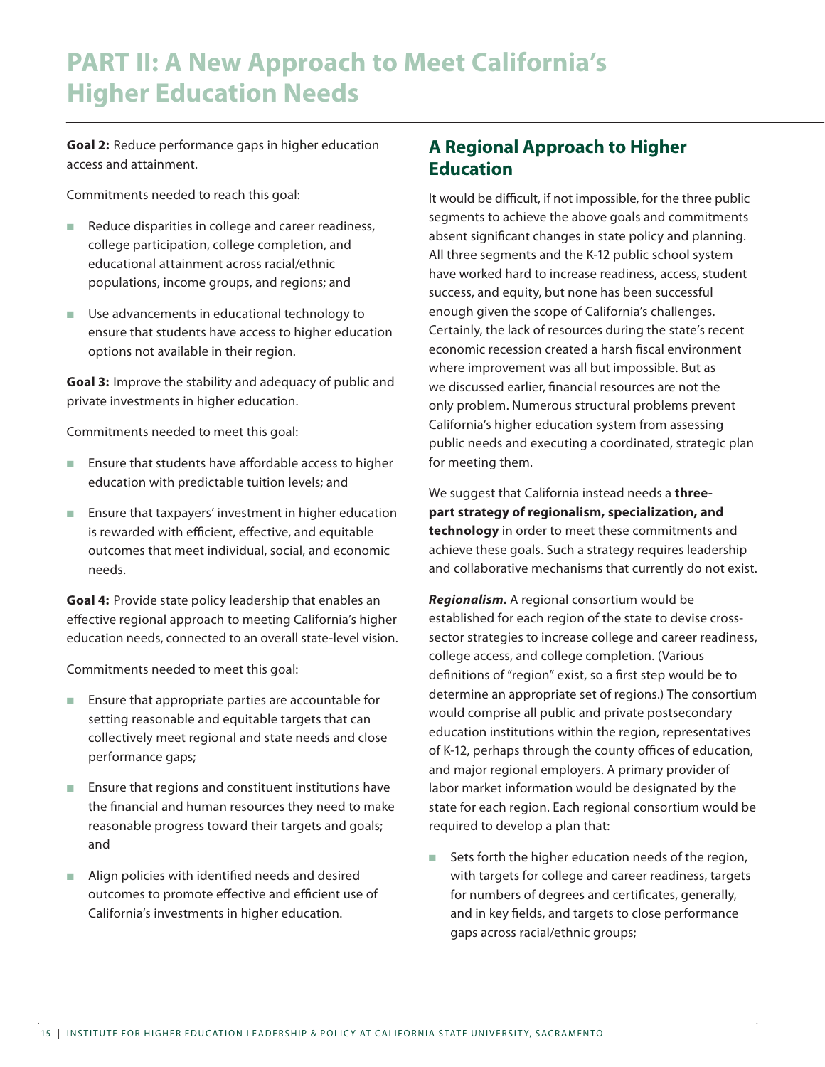# PART II: A New Approach to Meet California's Higher Education Needs

**Goal 2:** Reduce performance gaps in higher education access and attainment.

Commitments needed to reach this goal:

- Reduce disparities in college and career readiness, college participation, college completion, and educational attainment across racial/ethnic populations, income groups, and regions; and
- Use advancements in educational technology to ensure that students have access to higher education options not available in their region.

**Goal 3:** Improve the stability and adequacy of public and private investments in higher education.

Commitments needed to meet this goal:

- Ensure that students have affordable access to higher education with predictable tuition levels; and
- Ensure that taxpayers' investment in higher education is rewarded with efficient, effective, and equitable outcomes that meet individual, social, and economic needs.

**Goal 4:** Provide state policy leadership that enables an effective regional approach to meeting California's higher education needs, connected to an overall state-level vision.

Commitments needed to meet this goal:

- Ensure that appropriate parties are accountable for setting reasonable and equitable targets that can collectively meet regional and state needs and close performance gaps;
- Ensure that regions and constituent institutions have the financial and human resources they need to make reasonable progress toward their targets and goals; and
- Align policies with identified needs and desired outcomes to promote effective and efficient use of California's investments in higher education.

## A Regional Approach to Higher Education

It would be difficult, if not impossible, for the three public segments to achieve the above goals and commitments absent significant changes in state policy and planning. All three segments and the K-12 public school system have worked hard to increase readiness, access, student success, and equity, but none has been successful enough given the scope of California's challenges. Certainly, the lack of resources during the state's recent economic recession created a harsh fiscal environment where improvement was all but impossible. But as we discussed earlier, financial resources are not the only problem. Numerous structural problems prevent California's higher education system from assessing public needs and executing a coordinated, strategic plan for meeting them.

We suggest that California instead needs a **three-part strategy of regionalism, specialization, and technology** in order to meet these commitments and achieve these goals. Such a strategy requires leadership and collaborative mechanisms that currently do not exist.

***Regionalism*.** A regional consortium would be established for each region of the state to devise cross-sector strategies to increase college and career readiness, college access, and college completion. (Various definitions of "region" exist, so a first step would be to determine an appropriate set of regions.) The consortium would comprise all public and private postsecondary education institutions within the region, representatives of K-12, perhaps through the county offices of education, and major regional employers. A primary provider of labor market information would be designated by the state for each region. Each regional consortium would be required to develop a plan that:

- Sets forth the higher education needs of the region, with targets for college and career readiness, targets for numbers of degrees and certificates, generally, and in key fields, and targets to close performance gaps across racial/ethnic groups;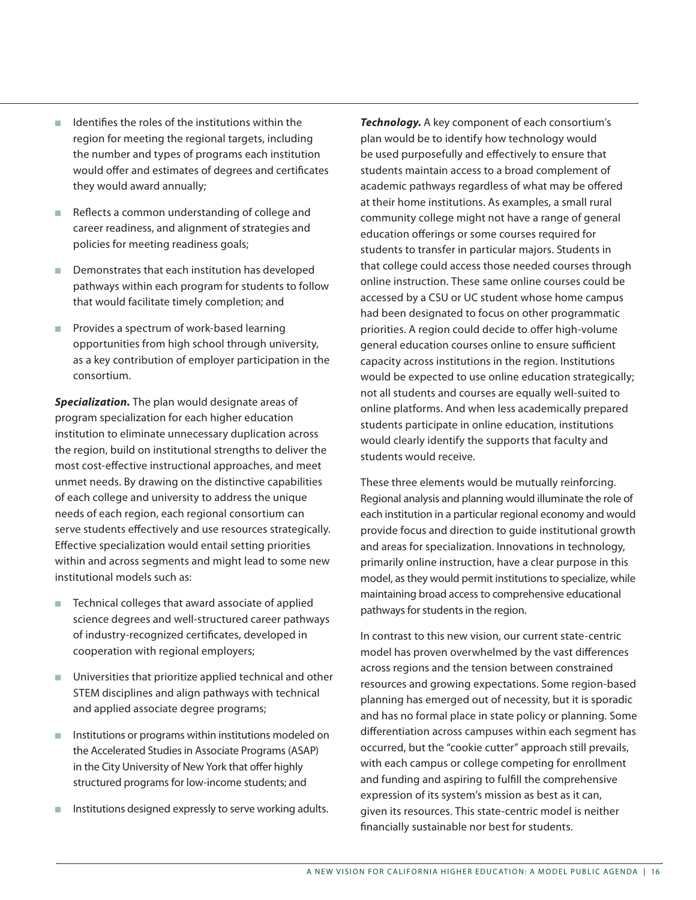- Identifies the roles of the institutions within the region for meeting the regional targets, including the number and types of programs each institution would offer and estimates of degrees and certificates they would award annually;
- Reflects a common understanding of college and career readiness, and alignment of strategies and policies for meeting readiness goals;
- Demonstrates that each institution has developed pathways within each program for students to follow that would facilitate timely completion; and
- Provides a spectrum of work-based learning opportunities from high school through university, as a key contribution of employer participation in the consortium.

***Specialization.*** The plan would designate areas of program specialization for each higher education institution to eliminate unnecessary duplication across the region, build on institutional strengths to deliver the most cost-effective instructional approaches, and meet unmet needs. By drawing on the distinctive capabilities of each college and university to address the unique needs of each region, each regional consortium can serve students effectively and use resources strategically. Effective specialization would entail setting priorities within and across segments and might lead to some new institutional models such as:

- Technical colleges that award associate of applied science degrees and well-structured career pathways of industry-recognized certificates, developed in cooperation with regional employers;
- Universities that prioritize applied technical and other STEM disciplines and align pathways with technical and applied associate degree programs;
- Institutions or programs within institutions modeled on the Accelerated Studies in Associate Programs (ASAP) in the City University of New York that offer highly structured programs for low-income students; and
- Institutions designed expressly to serve working adults.

***Technology.*** A key component of each consortium's plan would be to identify how technology would be used purposefully and effectively to ensure that students maintain access to a broad complement of academic pathways regardless of what may be offered at their home institutions. As examples, a small rural community college might not have a range of general education offerings or some courses required for students to transfer in particular majors. Students in that college could access those needed courses through online instruction. These same online courses could be accessed by a CSU or UC student whose home campus had been designated to focus on other programmatic priorities. A region could decide to offer high-volume general education courses online to ensure sufficient capacity across institutions in the region. Institutions would be expected to use online education strategically; not all students and courses are equally well-suited to online platforms. And when less academically prepared students participate in online education, institutions would clearly identify the supports that faculty and students would receive.

These three elements would be mutually reinforcing. Regional analysis and planning would illuminate the role of each institution in a particular regional economy and would provide focus and direction to guide institutional growth and areas for specialization. Innovations in technology, primarily online instruction, have a clear purpose in this model, as they would permit institutions to specialize, while maintaining broad access to comprehensive educational pathways for students in the region.

In contrast to this new vision, our current state-centric model has proven overwhelmed by the vast differences across regions and the tension between constrained resources and growing expectations. Some region-based planning has emerged out of necessity, but it is sporadic and has no formal place in state policy or planning. Some differentiation across campuses within each segment has occurred, but the "cookie cutter" approach still prevails, with each campus or college competing for enrollment and funding and aspiring to fulfill the comprehensive expression of its system's mission as best as it can, given its resources. This state-centric model is neither financially sustainable nor best for students.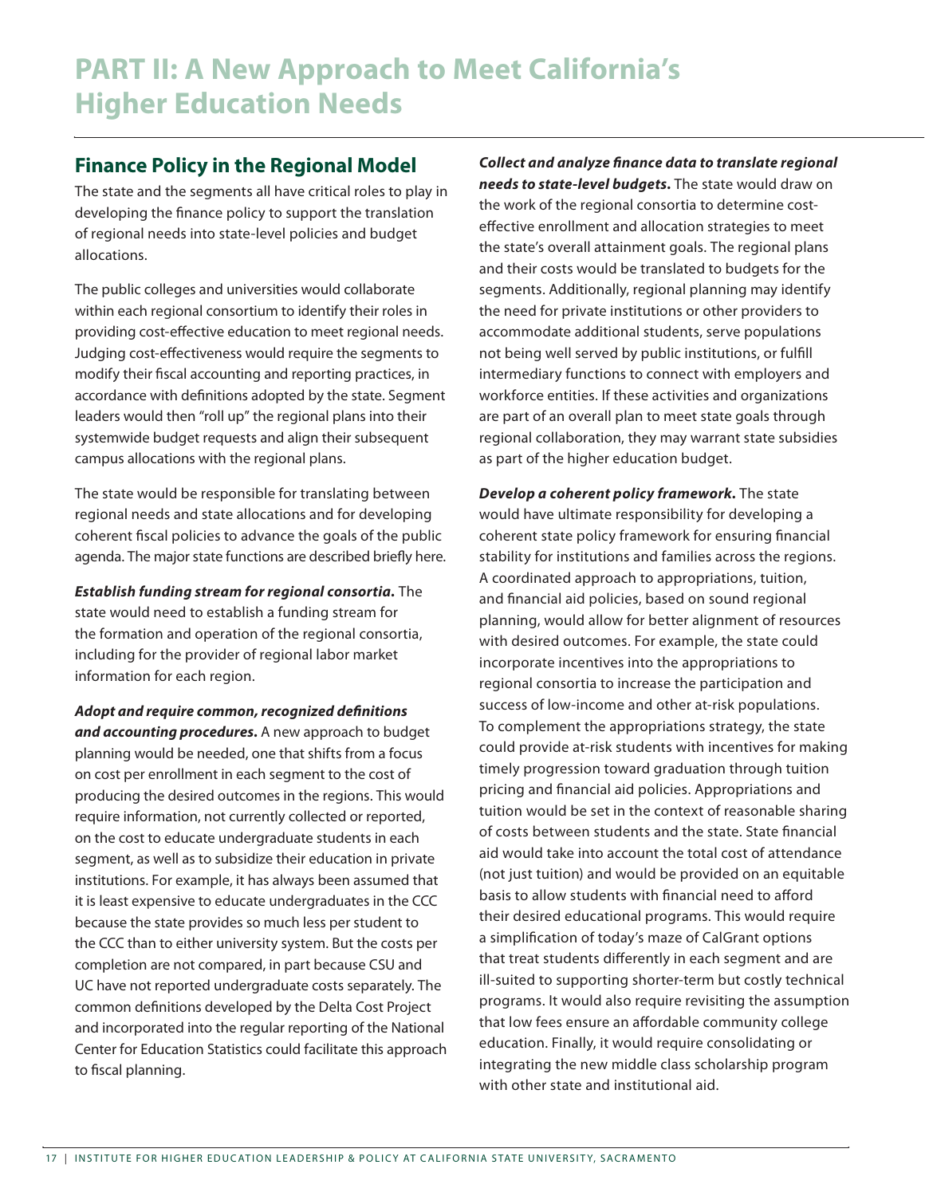# PART II: A New Approach to Meet California's Higher Education Needs

## Finance Policy in the Regional Model

The state and the segments all have critical roles to play in developing the finance policy to support the translation of regional needs into state-level policies and budget allocations.

The public colleges and universities would collaborate within each regional consortium to identify their roles in providing cost-effective education to meet regional needs. Judging cost-effectiveness would require the segments to modify their fiscal accounting and reporting practices, in accordance with definitions adopted by the state. Segment leaders would then "roll up" the regional plans into their systemwide budget requests and align their subsequent campus allocations with the regional plans.

The state would be responsible for translating between regional needs and state allocations and for developing coherent fiscal policies to advance the goals of the public agenda. The major state functions are described briefly here.

***Establish funding stream for regional consortia.*** The state would need to establish a funding stream for the formation and operation of the regional consortia, including for the provider of regional labor market information for each region.

***Adopt and require common, recognized definitions and accounting procedures.*** A new approach to budget planning would be needed, one that shifts from a focus on cost per enrollment in each segment to the cost of producing the desired outcomes in the regions. This would require information, not currently collected or reported, on the cost to educate undergraduate students in each segment, as well as to subsidize their education in private institutions. For example, it has always been assumed that it is least expensive to educate undergraduates in the CCC because the state provides so much less per student to the CCC than to either university system. But the costs per completion are not compared, in part because CSU and UC have not reported undergraduate costs separately. The common definitions developed by the Delta Cost Project and incorporated into the regular reporting of the National Center for Education Statistics could facilitate this approach to fiscal planning.

***Collect and analyze finance data to translate regional needs to state-level budgets.*** The state would draw on the work of the regional consortia to determine cost-effective enrollment and allocation strategies to meet the state's overall attainment goals. The regional plans and their costs would be translated to budgets for the segments. Additionally, regional planning may identify the need for private institutions or other providers to accommodate additional students, serve populations not being well served by public institutions, or fulfill intermediary functions to connect with employers and workforce entities. If these activities and organizations are part of an overall plan to meet state goals through regional collaboration, they may warrant state subsidies as part of the higher education budget.

***Develop a coherent policy framework.*** The state would have ultimate responsibility for developing a coherent state policy framework for ensuring financial stability for institutions and families across the regions. A coordinated approach to appropriations, tuition, and financial aid policies, based on sound regional planning, would allow for better alignment of resources with desired outcomes. For example, the state could incorporate incentives into the appropriations to regional consortia to increase the participation and success of low-income and other at-risk populations. To complement the appropriations strategy, the state could provide at-risk students with incentives for making timely progression toward graduation through tuition pricing and financial aid policies. Appropriations and tuition would be set in the context of reasonable sharing of costs between students and the state. State financial aid would take into account the total cost of attendance (not just tuition) and would be provided on an equitable basis to allow students with financial need to afford their desired educational programs. This would require a simplification of today's maze of CalGrant options that treat students differently in each segment and are ill-suited to supporting shorter-term but costly technical programs. It would also require revisiting the assumption that low fees ensure an affordable community college education. Finally, it would require consolidating or integrating the new middle class scholarship program with other state and institutional aid.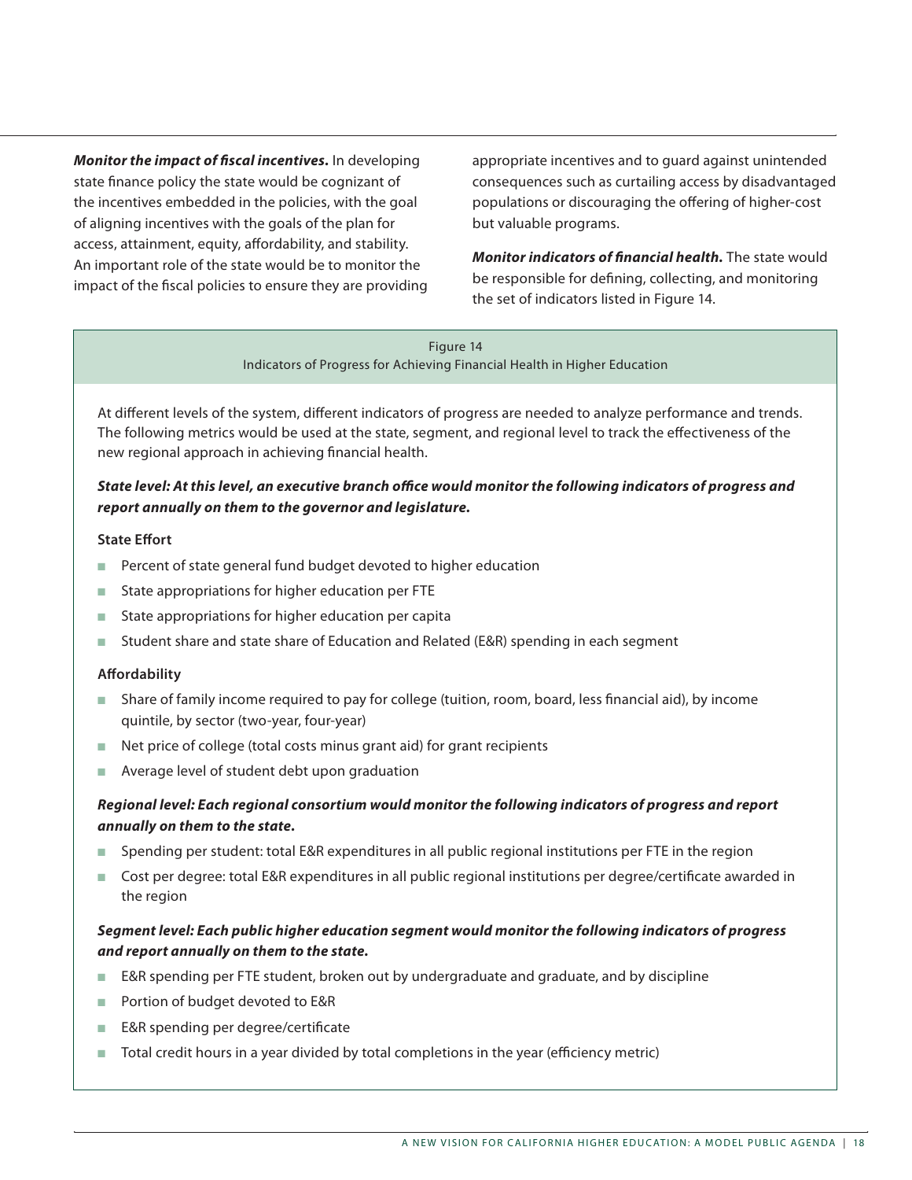***Monitor the impact of fiscal incentives.*** In developing state finance policy the state would be cognizant of the incentives embedded in the policies, with the goal of aligning incentives with the goals of the plan for access, attainment, equity, affordability, and stability. An important role of the state would be to monitor the impact of the fiscal policies to ensure they are providing appropriate incentives and to guard against unintended consequences such as curtailing access by disadvantaged populations or discouraging the offering of higher-cost but valuable programs.

***Monitor indicators of financial health.*** The state would be responsible for defining, collecting, and monitoring the set of indicators listed in Figure 14.

Figure 14
Indicators of Progress for Achieving Financial Health in Higher Education

At different levels of the system, different indicators of progress are needed to analyze performance and trends. The following metrics would be used at the state, segment, and regional level to track the effectiveness of the new regional approach in achieving financial health.

***State level: At this level, an executive branch office would monitor the following indicators of progress and report annually on them to the governor and legislature.***

**State Effort**

- Percent of state general fund budget devoted to higher education
- State appropriations for higher education per FTE
- State appropriations for higher education per capita
- Student share and state share of Education and Related (E&R) spending in each segment

**Affordability**

- Share of family income required to pay for college (tuition, room, board, less financial aid), by income quintile, by sector (two-year, four-year)
- Net price of college (total costs minus grant aid) for grant recipients
- Average level of student debt upon graduation

***Regional level: Each regional consortium would monitor the following indicators of progress and report annually on them to the state.***

- Spending per student: total E&R expenditures in all public regional institutions per FTE in the region
- Cost per degree: total E&R expenditures in all public regional institutions per degree/certificate awarded in the region

***Segment level: Each public higher education segment would monitor the following indicators of progress and report annually on them to the state.***

- E&R spending per FTE student, broken out by undergraduate and graduate, and by discipline
- Portion of budget devoted to E&R
- E&R spending per degree/certificate
- Total credit hours in a year divided by total completions in the year (efficiency metric)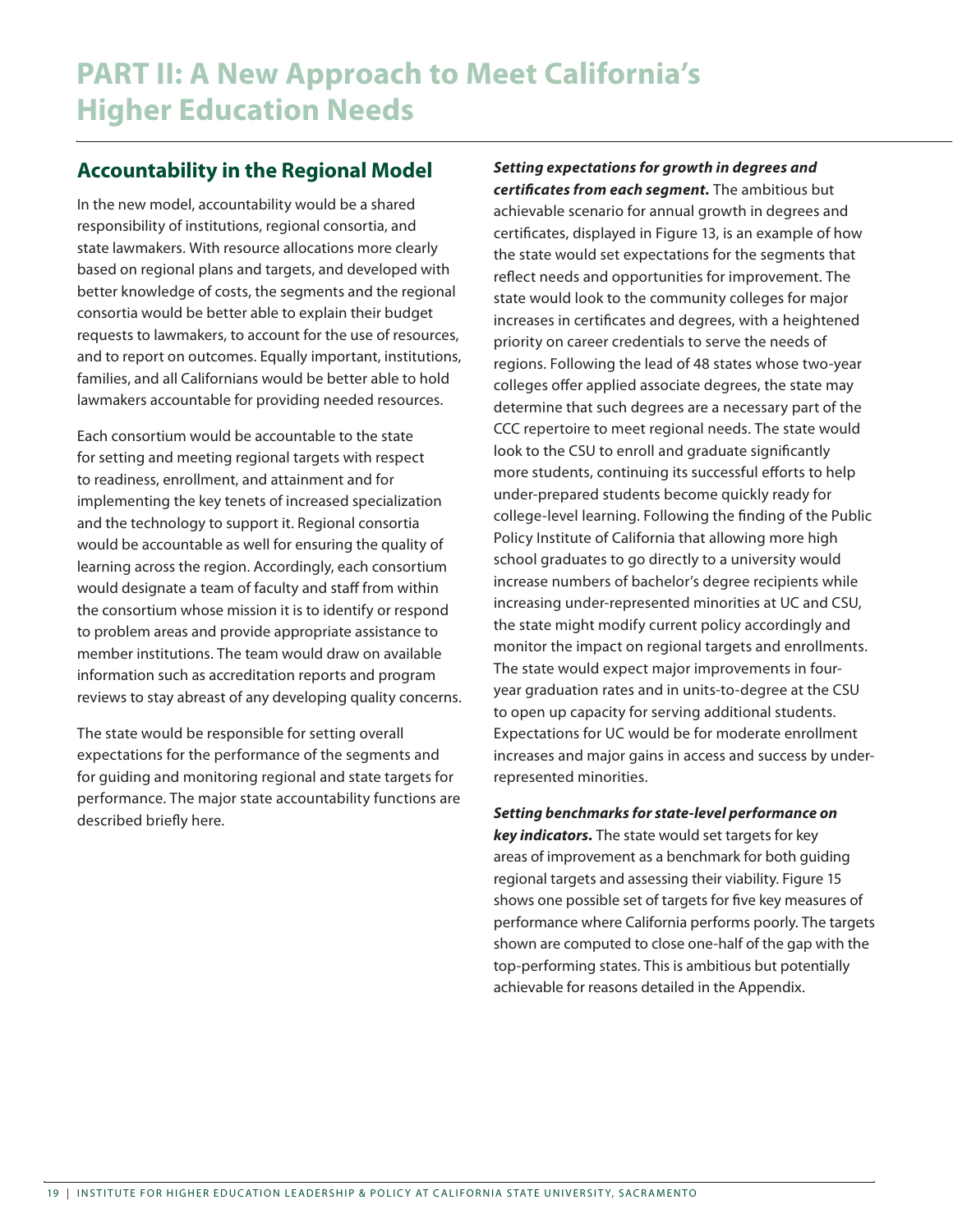# PART II: A New Approach to Meet California's Higher Education Needs

## Accountability in the Regional Model

In the new model, accountability would be a shared responsibility of institutions, regional consortia, and state lawmakers. With resource allocations more clearly based on regional plans and targets, and developed with better knowledge of costs, the segments and the regional consortia would be better able to explain their budget requests to lawmakers, to account for the use of resources, and to report on outcomes. Equally important, institutions, families, and all Californians would be better able to hold lawmakers accountable for providing needed resources.

Each consortium would be accountable to the state for setting and meeting regional targets with respect to readiness, enrollment, and attainment and for implementing the key tenets of increased specialization and the technology to support it. Regional consortia would be accountable as well for ensuring the quality of learning across the region. Accordingly, each consortium would designate a team of faculty and staff from within the consortium whose mission it is to identify or respond to problem areas and provide appropriate assistance to member institutions. The team would draw on available information such as accreditation reports and program reviews to stay abreast of any developing quality concerns.

The state would be responsible for setting overall expectations for the performance of the segments and for guiding and monitoring regional and state targets for performance. The major state accountability functions are described briefly here.

***Setting expectations for growth in degrees and certificates from each segment.*** The ambitious but achievable scenario for annual growth in degrees and certificates, displayed in Figure 13, is an example of how the state would set expectations for the segments that reflect needs and opportunities for improvement. The state would look to the community colleges for major increases in certificates and degrees, with a heightened priority on career credentials to serve the needs of regions. Following the lead of 48 states whose two-year colleges offer applied associate degrees, the state may determine that such degrees are a necessary part of the CCC repertoire to meet regional needs. The state would look to the CSU to enroll and graduate significantly more students, continuing its successful efforts to help under-prepared students become quickly ready for college-level learning. Following the finding of the Public Policy Institute of California that allowing more high school graduates to go directly to a university would increase numbers of bachelor's degree recipients while increasing under-represented minorities at UC and CSU, the state might modify current policy accordingly and monitor the impact on regional targets and enrollments. The state would expect major improvements in four-year graduation rates and in units-to-degree at the CSU to open up capacity for serving additional students. Expectations for UC would be for moderate enrollment increases and major gains in access and success by under-represented minorities.

***Setting benchmarks for state-level performance on key indicators.*** The state would set targets for key areas of improvement as a benchmark for both guiding regional targets and assessing their viability. Figure 15 shows one possible set of targets for five key measures of performance where California performs poorly. The targets shown are computed to close one-half of the gap with the top-performing states. This is ambitious but potentially achievable for reasons detailed in the Appendix.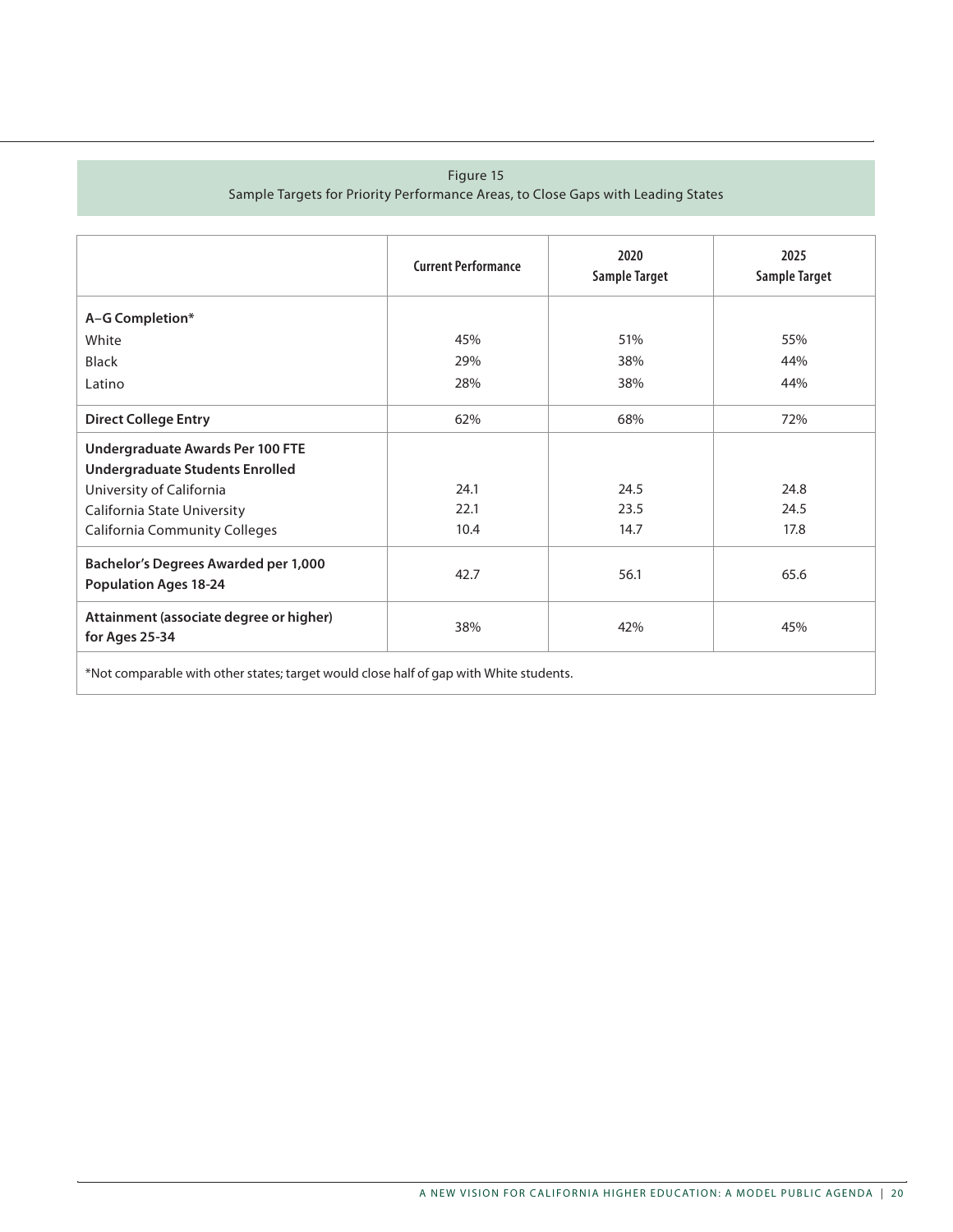Figure 15
Sample Targets for Priority Performance Areas, to Close Gaps with Leading States

| | Current Performance | 2020 Sample Target | 2025 Sample Target |
|---|---|---|---|
| **A–G Completion*** | | | |
| White | 45% | 51% | 55% |
| Black | 29% | 38% | 44% |
| Latino | 28% | 38% | 44% |
| **Direct College Entry** | 62% | 68% | 72% |
| **Undergraduate Awards Per 100 FTE Undergraduate Students Enrolled** | | | |
| University of California | 24.1 | 24.5 | 24.8 |
| California State University | 22.1 | 23.5 | 24.5 |
| California Community Colleges | 10.4 | 14.7 | 17.8 |
| **Bachelor's Degrees Awarded per 1,000 Population Ages 18-24** | 42.7 | 56.1 | 65.6 |
| **Attainment (associate degree or higher) for Ages 25-34** | 38% | 42% | 45% |

*Not comparable with other states; target would close half of gap with White students.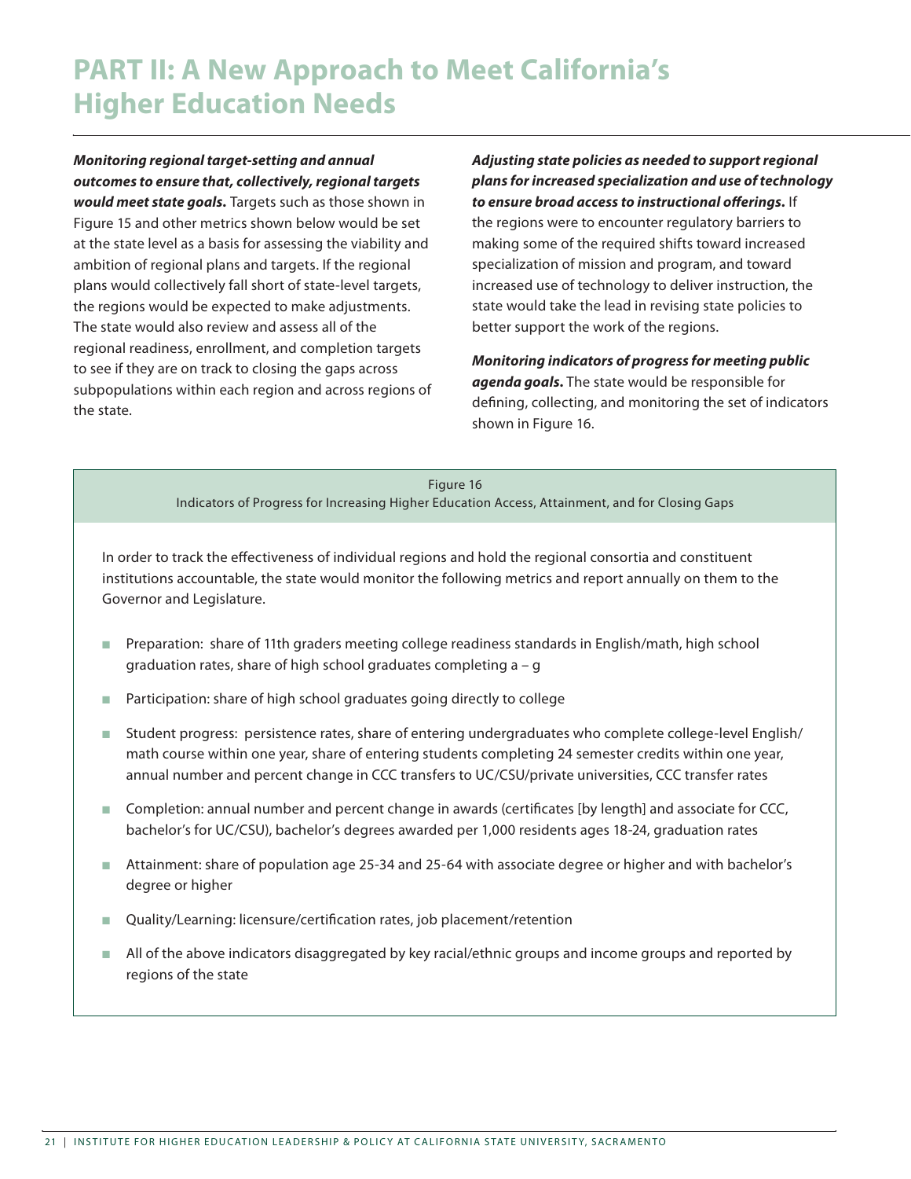# PART II: A New Approach to Meet California's Higher Education Needs

***Monitoring regional target-setting and annual outcomes to ensure that, collectively, regional targets would meet state goals.*** Targets such as those shown in Figure 15 and other metrics shown below would be set at the state level as a basis for assessing the viability and ambition of regional plans and targets. If the regional plans would collectively fall short of state-level targets, the regions would be expected to make adjustments. The state would also review and assess all of the regional readiness, enrollment, and completion targets to see if they are on track to closing the gaps across subpopulations within each region and across regions of the state.

***Adjusting state policies as needed to support regional plans for increased specialization and use of technology to ensure broad access to instructional offerings.*** If the regions were to encounter regulatory barriers to making some of the required shifts toward increased specialization of mission and program, and toward increased use of technology to deliver instruction, the state would take the lead in revising state policies to better support the work of the regions.

***Monitoring indicators of progress for meeting public agenda goals.*** The state would be responsible for defining, collecting, and monitoring the set of indicators shown in Figure 16.

Figure 16
Indicators of Progress for Increasing Higher Education Access, Attainment, and for Closing Gaps

In order to track the effectiveness of individual regions and hold the regional consortia and constituent institutions accountable, the state would monitor the following metrics and report annually on them to the Governor and Legislature.

- Preparation: share of 11th graders meeting college readiness standards in English/math, high school graduation rates, share of high school graduates completing a – g
- Participation: share of high school graduates going directly to college
- Student progress: persistence rates, share of entering undergraduates who complete college-level English/math course within one year, share of entering students completing 24 semester credits within one year, annual number and percent change in CCC transfers to UC/CSU/private universities, CCC transfer rates
- Completion: annual number and percent change in awards (certificates [by length] and associate for CCC, bachelor's for UC/CSU), bachelor's degrees awarded per 1,000 residents ages 18-24, graduation rates
- Attainment: share of population age 25-34 and 25-64 with associate degree or higher and with bachelor's degree or higher
- Quality/Learning: licensure/certification rates, job placement/retention
- All of the above indicators disaggregated by key racial/ethnic groups and income groups and reported by regions of the state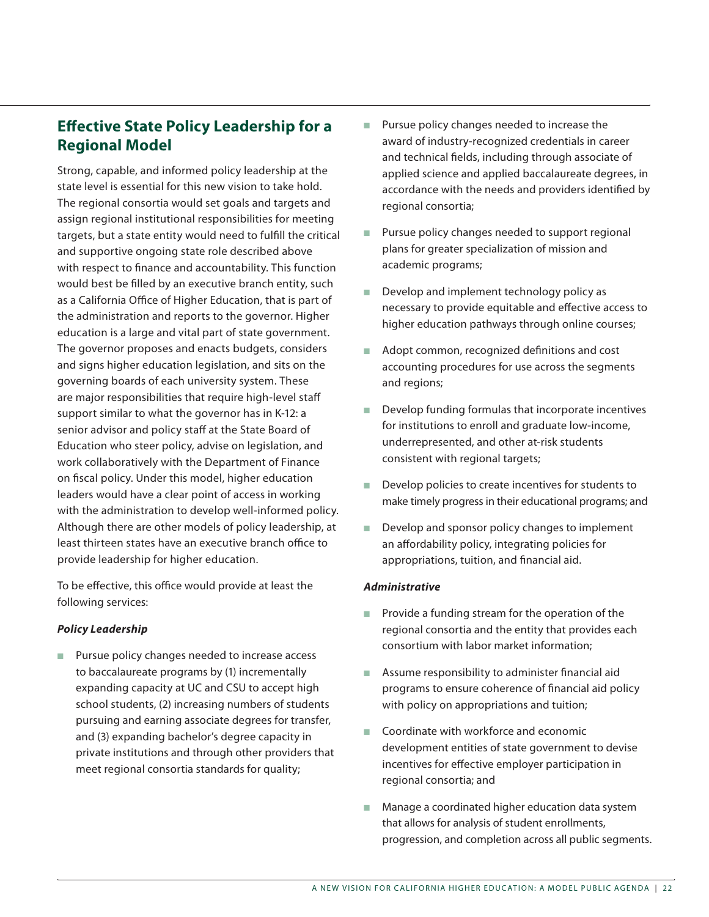## Effective State Policy Leadership for a Regional Model

Strong, capable, and informed policy leadership at the state level is essential for this new vision to take hold. The regional consortia would set goals and targets and assign regional institutional responsibilities for meeting targets, but a state entity would need to fulfill the critical and supportive ongoing state role described above with respect to finance and accountability. This function would best be filled by an executive branch entity, such as a California Office of Higher Education, that is part of the administration and reports to the governor. Higher education is a large and vital part of state government. The governor proposes and enacts budgets, considers and signs higher education legislation, and sits on the governing boards of each university system. These are major responsibilities that require high-level staff support similar to what the governor has in K-12: a senior advisor and policy staff at the State Board of Education who steer policy, advise on legislation, and work collaboratively with the Department of Finance on fiscal policy. Under this model, higher education leaders would have a clear point of access in working with the administration to develop well-informed policy. Although there are other models of policy leadership, at least thirteen states have an executive branch office to provide leadership for higher education.

To be effective, this office would provide at least the following services:

***Policy Leadership***

- Pursue policy changes needed to increase access to baccalaureate programs by (1) incrementally expanding capacity at UC and CSU to accept high school students, (2) increasing numbers of students pursuing and earning associate degrees for transfer, and (3) expanding bachelor's degree capacity in private institutions and through other providers that meet regional consortia standards for quality;
- Pursue policy changes needed to increase the award of industry-recognized credentials in career and technical fields, including through associate of applied science and applied baccalaureate degrees, in accordance with the needs and providers identified by regional consortia;
- Pursue policy changes needed to support regional plans for greater specialization of mission and academic programs;
- Develop and implement technology policy as necessary to provide equitable and effective access to higher education pathways through online courses;
- Adopt common, recognized definitions and cost accounting procedures for use across the segments and regions;
- Develop funding formulas that incorporate incentives for institutions to enroll and graduate low-income, underrepresented, and other at-risk students consistent with regional targets;
- Develop policies to create incentives for students to make timely progress in their educational programs; and
- Develop and sponsor policy changes to implement an affordability policy, integrating policies for appropriations, tuition, and financial aid.

***Administrative***

- Provide a funding stream for the operation of the regional consortia and the entity that provides each consortium with labor market information;
- Assume responsibility to administer financial aid programs to ensure coherence of financial aid policy with policy on appropriations and tuition;
- Coordinate with workforce and economic development entities of state government to devise incentives for effective employer participation in regional consortia; and
- Manage a coordinated higher education data system that allows for analysis of student enrollments, progression, and completion across all public segments.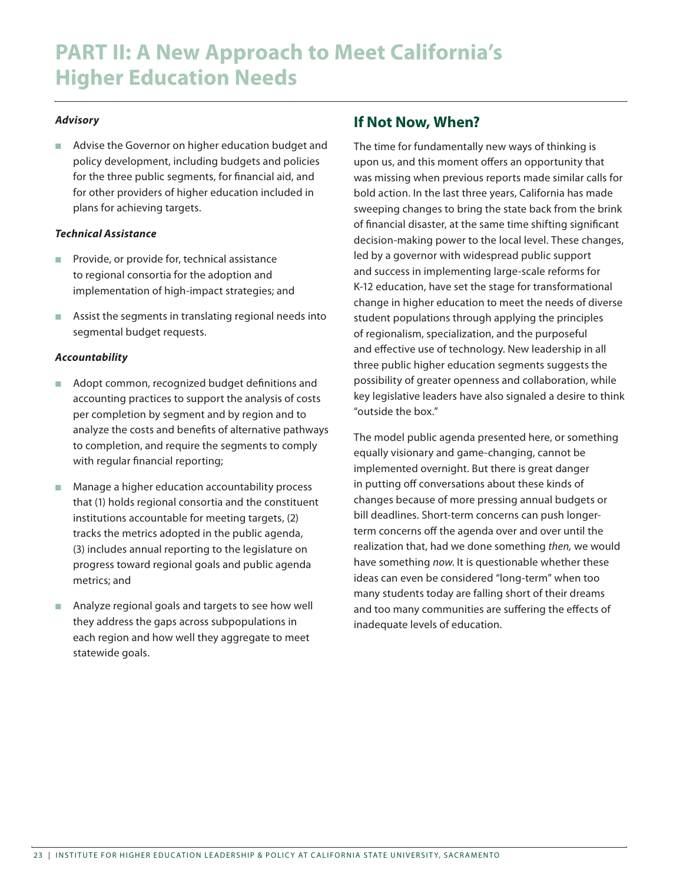# PART II: A New Approach to Meet California's Higher Education Needs

***Advisory***

- Advise the Governor on higher education budget and policy development, including budgets and policies for the three public segments, for financial aid, and for other providers of higher education included in plans for achieving targets.

***Technical Assistance***

- Provide, or provide for, technical assistance to regional consortia for the adoption and implementation of high-impact strategies; and
- Assist the segments in translating regional needs into segmental budget requests.

***Accountability***

- Adopt common, recognized budget definitions and accounting practices to support the analysis of costs per completion by segment and by region and to analyze the costs and benefits of alternative pathways to completion, and require the segments to comply with regular financial reporting;
- Manage a higher education accountability process that (1) holds regional consortia and the constituent institutions accountable for meeting targets, (2) tracks the metrics adopted in the public agenda, (3) includes annual reporting to the legislature on progress toward regional goals and public agenda metrics; and
- Analyze regional goals and targets to see how well they address the gaps across subpopulations in each region and how well they aggregate to meet statewide goals.

## If Not Now, When?

The time for fundamentally new ways of thinking is upon us, and this moment offers an opportunity that was missing when previous reports made similar calls for bold action. In the last three years, California has made sweeping changes to bring the state back from the brink of financial disaster, at the same time shifting significant decision-making power to the local level. These changes, led by a governor with widespread public support and success in implementing large-scale reforms for K-12 education, have set the stage for transformational change in higher education to meet the needs of diverse student populations through applying the principles of regionalism, specialization, and the purposeful and effective use of technology. New leadership in all three public higher education segments suggests the possibility of greater openness and collaboration, while key legislative leaders have also signaled a desire to think "outside the box."

The model public agenda presented here, or something equally visionary and game-changing, cannot be implemented overnight. But there is great danger in putting off conversations about these kinds of changes because of more pressing annual budgets or bill deadlines. Short-term concerns can push longer-term concerns off the agenda over and over until the realization that, had we done something *then,* we would have something *now*. It is questionable whether these ideas can even be considered "long-term" when too many students today are falling short of their dreams and too many communities are suffering the effects of inadequate levels of education.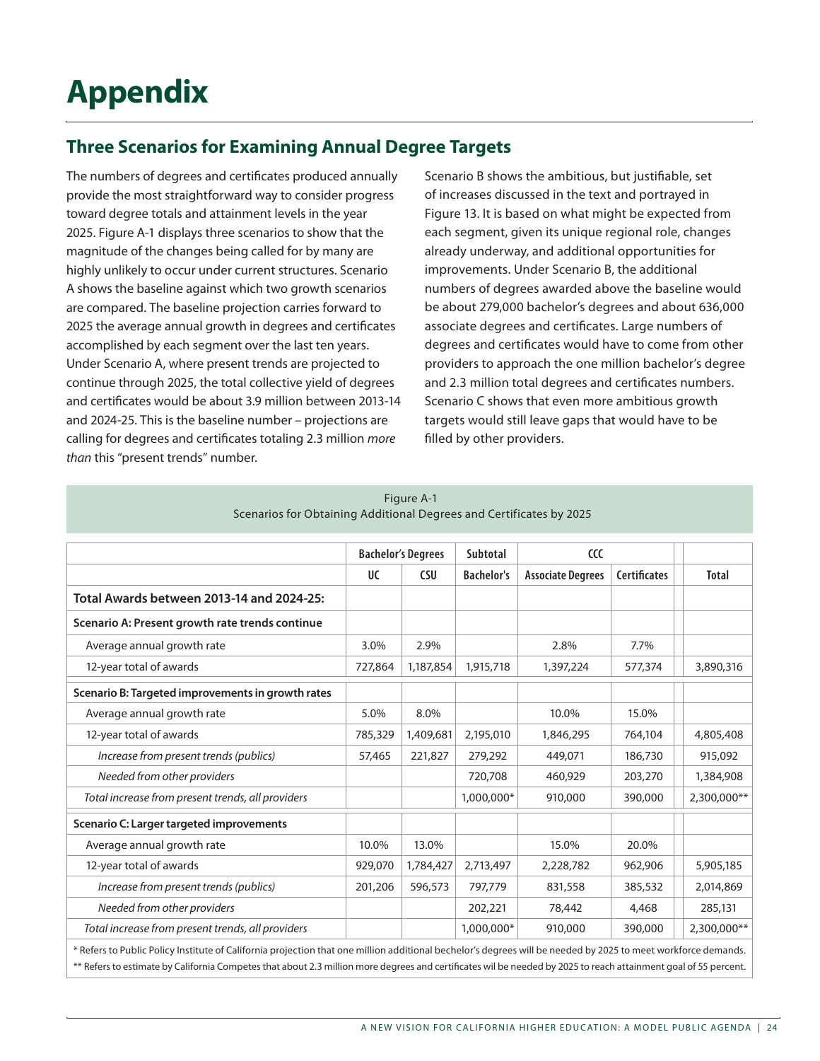# Appendix

## Three Scenarios for Examining Annual Degree Targets

The numbers of degrees and certificates produced annually provide the most straightforward way to consider progress toward degree totals and attainment levels in the year 2025. Figure A-1 displays three scenarios to show that the magnitude of the changes being called for by many are highly unlikely to occur under current structures. Scenario A shows the baseline against which two growth scenarios are compared. The baseline projection carries forward to 2025 the average annual growth in degrees and certificates accomplished by each segment over the last ten years. Under Scenario A, where present trends are projected to continue through 2025, the total collective yield of degrees and certificates would be about 3.9 million between 2013-14 and 2024-25. This is the baseline number – projections are calling for degrees and certificates totaling 2.3 million *more than* this "present trends" number.

Scenario B shows the ambitious, but justifiable, set of increases discussed in the text and portrayed in Figure 13. It is based on what might be expected from each segment, given its unique regional role, changes already underway, and additional opportunities for improvements. Under Scenario B, the additional numbers of degrees awarded above the baseline would be about 279,000 bachelor's degrees and about 636,000 associate degrees and certificates. Large numbers of degrees and certificates would have to come from other providers to approach the one million bachelor's degree and 2.3 million total degrees and certificates numbers. Scenario C shows that even more ambitious growth targets would still leave gaps that would have to be filled by other providers.

Figure A-1
Scenarios for Obtaining Additional Degrees and Certificates by 2025

| | Bachelor's Degrees | | Subtotal | CCC | | |
|---|---|---|---|---|---|---|
| | UC | CSU | Bachelor's | Associate Degrees | Certificates | Total |
| **Total Awards between 2013-14 and 2024-25:** | | | | | | |
| **Scenario A: Present growth rate trends continue** | | | | | | |
| Average annual growth rate | 3.0% | 2.9% | | 2.8% | 7.7% | |
| 12-year total of awards | 727,864 | 1,187,854 | 1,915,718 | 1,397,224 | 577,374 | 3,890,316 |
| **Scenario B: Targeted improvements in growth rates** | | | | | | |
| Average annual growth rate | 5.0% | 8.0% | | 10.0% | 15.0% | |
| 12-year total of awards | 785,329 | 1,409,681 | 2,195,010 | 1,846,295 | 764,104 | 4,805,408 |
| *Increase from present trends (publics)* | 57,465 | 221,827 | 279,292 | 449,071 | 186,730 | 915,092 |
| *Needed from other providers* | | | 720,708 | 460,929 | 203,270 | 1,384,908 |
| *Total increase from present trends, all providers* | | | 1,000,000* | 910,000 | 390,000 | 2,300,000** |
| **Scenario C: Larger targeted improvements** | | | | | | |
| Average annual growth rate | 10.0% | 13.0% | | 15.0% | 20.0% | |
| 12-year total of awards | 929,070 | 1,784,427 | 2,713,497 | 2,228,782 | 962,906 | 5,905,185 |
| *Increase from present trends (publics)* | 201,206 | 596,573 | 797,779 | 831,558 | 385,532 | 2,014,869 |
| *Needed from other providers* | | | 202,221 | 78,442 | 4,468 | 285,131 |
| *Total increase from present trends, all providers* | | | 1,000,000* | 910,000 | 390,000 | 2,300,000** |

\* Refers to Public Policy Institute of California projection that one million additional bechelor's degrees will be needed by 2025 to meet workforce demands.

** Refers to estimate by California Competes that about 2.3 million more degrees and certificates wil be needed by 2025 to reach attainment goal of 55 percent.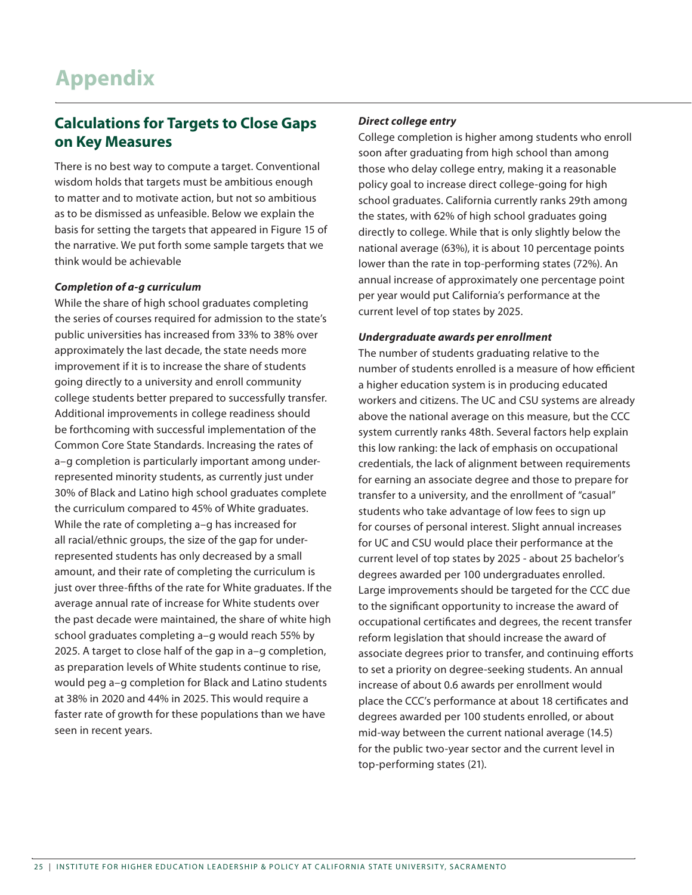# Appendix

## Calculations for Targets to Close Gaps on Key Measures

There is no best way to compute a target. Conventional wisdom holds that targets must be ambitious enough to matter and to motivate action, but not so ambitious as to be dismissed as unfeasible. Below we explain the basis for setting the targets that appeared in Figure 15 of the narrative. We put forth some sample targets that we think would be achievable

***Completion of a-g curriculum***

While the share of high school graduates completing the series of courses required for admission to the state's public universities has increased from 33% to 38% over approximately the last decade, the state needs more improvement if it is to increase the share of students going directly to a university and enroll community college students better prepared to successfully transfer. Additional improvements in college readiness should be forthcoming with successful implementation of the Common Core State Standards. Increasing the rates of a–g completion is particularly important among under-represented minority students, as currently just under 30% of Black and Latino high school graduates complete the curriculum compared to 45% of White graduates. While the rate of completing a–g has increased for all racial/ethnic groups, the size of the gap for under-represented students has only decreased by a small amount, and their rate of completing the curriculum is just over three-fifths of the rate for White graduates. If the average annual rate of increase for White students over the past decade were maintained, the share of white high school graduates completing a–g would reach 55% by 2025. A target to close half of the gap in a–g completion, as preparation levels of White students continue to rise, would peg a–g completion for Black and Latino students at 38% in 2020 and 44% in 2025. This would require a faster rate of growth for these populations than we have seen in recent years.

***Direct college entry***

College completion is higher among students who enroll soon after graduating from high school than among those who delay college entry, making it a reasonable policy goal to increase direct college-going for high school graduates. California currently ranks 29th among the states, with 62% of high school graduates going directly to college. While that is only slightly below the national average (63%), it is about 10 percentage points lower than the rate in top-performing states (72%). An annual increase of approximately one percentage point per year would put California's performance at the current level of top states by 2025.

***Undergraduate awards per enrollment***

The number of students graduating relative to the number of students enrolled is a measure of how efficient a higher education system is in producing educated workers and citizens. The UC and CSU systems are already above the national average on this measure, but the CCC system currently ranks 48th. Several factors help explain this low ranking: the lack of emphasis on occupational credentials, the lack of alignment between requirements for earning an associate degree and those to prepare for transfer to a university, and the enrollment of "casual" students who take advantage of low fees to sign up for courses of personal interest. Slight annual increases for UC and CSU would place their performance at the current level of top states by 2025 - about 25 bachelor's degrees awarded per 100 undergraduates enrolled. Large improvements should be targeted for the CCC due to the significant opportunity to increase the award of occupational certificates and degrees, the recent transfer reform legislation that should increase the award of associate degrees prior to transfer, and continuing efforts to set a priority on degree-seeking students. An annual increase of about 0.6 awards per enrollment would place the CCC's performance at about 18 certificates and degrees awarded per 100 students enrolled, or about mid-way between the current national average (14.5) for the public two-year sector and the current level in top-performing states (21).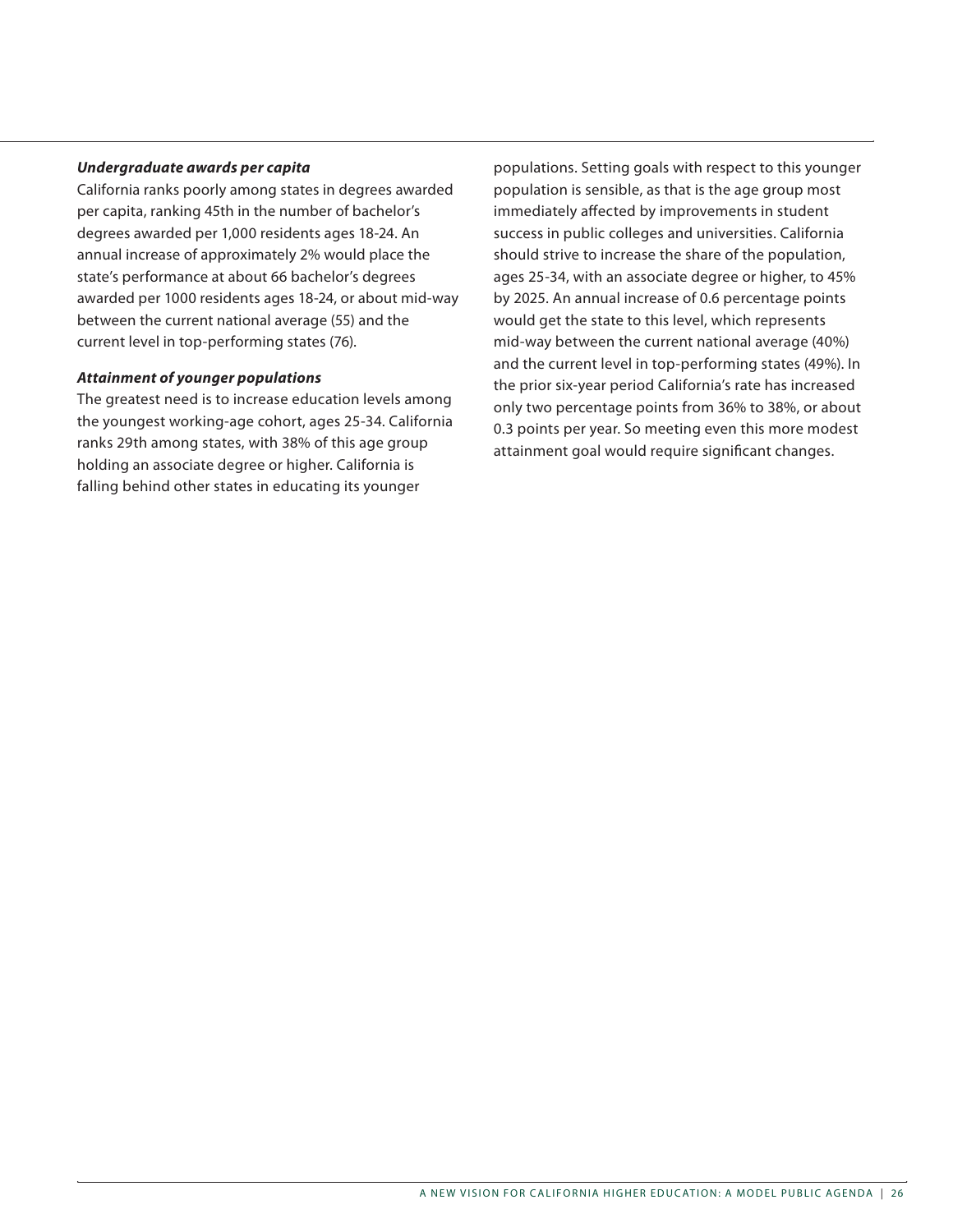***Undergraduate awards per capita***

California ranks poorly among states in degrees awarded per capita, ranking 45th in the number of bachelor's degrees awarded per 1,000 residents ages 18-24. An annual increase of approximately 2% would place the state's performance at about 66 bachelor's degrees awarded per 1000 residents ages 18-24, or about mid-way between the current national average (55) and the current level in top-performing states (76).

***Attainment of younger populations***

The greatest need is to increase education levels among the youngest working-age cohort, ages 25-34. California ranks 29th among states, with 38% of this age group holding an associate degree or higher. California is falling behind other states in educating its younger populations. Setting goals with respect to this younger population is sensible, as that is the age group most immediately affected by improvements in student success in public colleges and universities. California should strive to increase the share of the population, ages 25-34, with an associate degree or higher, to 45% by 2025. An annual increase of 0.6 percentage points would get the state to this level, which represents mid-way between the current national average (40%) and the current level in top-performing states (49%). In the prior six-year period California's rate has increased only two percentage points from 36% to 38%, or about 0.3 points per year. So meeting even this more modest attainment goal would require significant changes.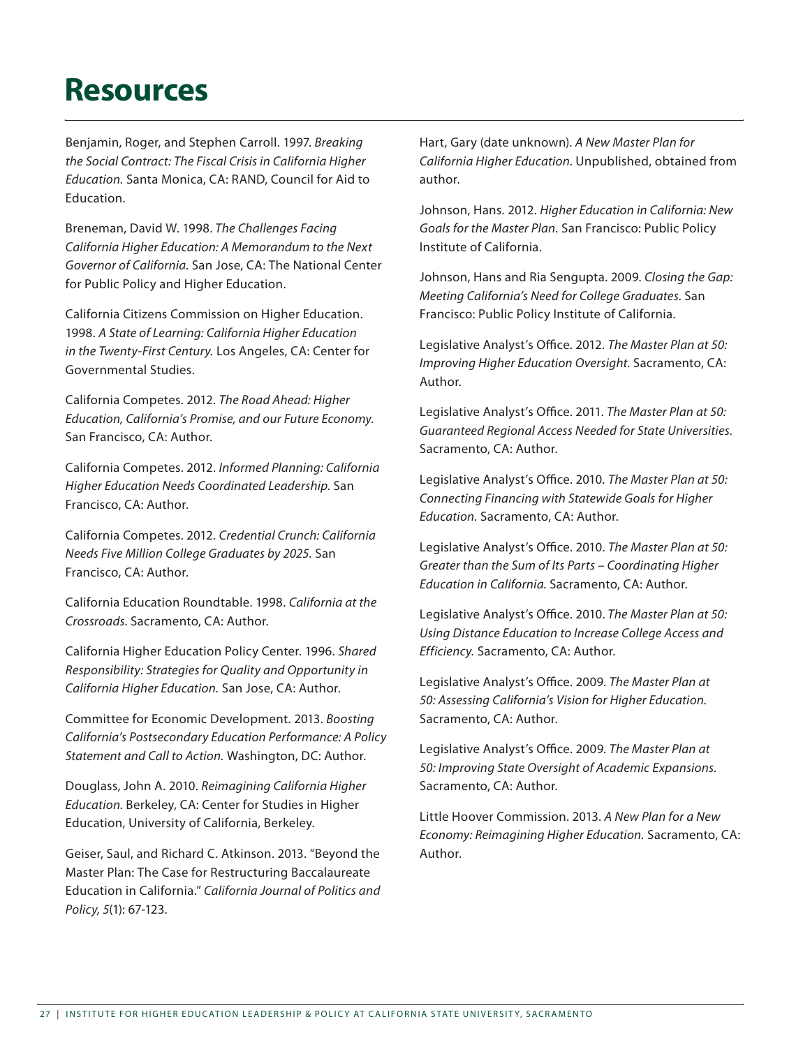# Resources

Benjamin, Roger, and Stephen Carroll. 1997. *Breaking the Social Contract: The Fiscal Crisis in California Higher Education.* Santa Monica, CA: RAND, Council for Aid to Education.

Breneman, David W. 1998. *The Challenges Facing California Higher Education: A Memorandum to the Next Governor of California.* San Jose, CA: The National Center for Public Policy and Higher Education.

California Citizens Commission on Higher Education. 1998. *A State of Learning: California Higher Education in the Twenty-First Century.* Los Angeles, CA: Center for Governmental Studies.

California Competes. 2012. *The Road Ahead: Higher Education, California's Promise, and our Future Economy.* San Francisco, CA: Author.

California Competes. 2012. *Informed Planning: California Higher Education Needs Coordinated Leadership.* San Francisco, CA: Author.

California Competes. 2012. *Credential Crunch: California Needs Five Million College Graduates by 2025.* San Francisco, CA: Author.

California Education Roundtable. 1998. *California at the Crossroads.* Sacramento, CA: Author.

California Higher Education Policy Center. 1996. *Shared Responsibility: Strategies for Quality and Opportunity in California Higher Education.* San Jose, CA: Author.

Committee for Economic Development. 2013. *Boosting California's Postsecondary Education Performance: A Policy Statement and Call to Action.* Washington, DC: Author.

Douglass, John A. 2010. *Reimagining California Higher Education.* Berkeley, CA: Center for Studies in Higher Education, University of California, Berkeley.

Geiser, Saul, and Richard C. Atkinson. 2013. "Beyond the Master Plan: The Case for Restructuring Baccalaureate Education in California." *California Journal of Politics and Policy, 5*(1): 67-123.

Hart, Gary (date unknown). *A New Master Plan for California Higher Education*. Unpublished, obtained from author.

Johnson, Hans. 2012. *Higher Education in California: New Goals for the Master Plan.* San Francisco: Public Policy Institute of California.

Johnson, Hans and Ria Sengupta. 2009. *Closing the Gap: Meeting California's Need for College Graduates.* San Francisco: Public Policy Institute of California.

Legislative Analyst's Office. 2012. *The Master Plan at 50: Improving Higher Education Oversight*. Sacramento, CA: Author.

Legislative Analyst's Office. 2011. *The Master Plan at 50: Guaranteed Regional Access Needed for State Universities.* Sacramento, CA: Author.

Legislative Analyst's Office. 2010. *The Master Plan at 50: Connecting Financing with Statewide Goals for Higher Education.* Sacramento, CA: Author.

Legislative Analyst's Office. 2010. *The Master Plan at 50: Greater than the Sum of Its Parts – Coordinating Higher Education in California.* Sacramento, CA: Author.

Legislative Analyst's Office. 2010. *The Master Plan at 50: Using Distance Education to Increase College Access and Efficiency.* Sacramento, CA: Author.

Legislative Analyst's Office. 2009. *The Master Plan at 50: Assessing California's Vision for Higher Education.* Sacramento, CA: Author.

Legislative Analyst's Office. 2009. *The Master Plan at 50: Improving State Oversight of Academic Expansions.* Sacramento, CA: Author.

Little Hoover Commission. 2013. *A New Plan for a New Economy: Reimagining Higher Education.* Sacramento, CA: Author.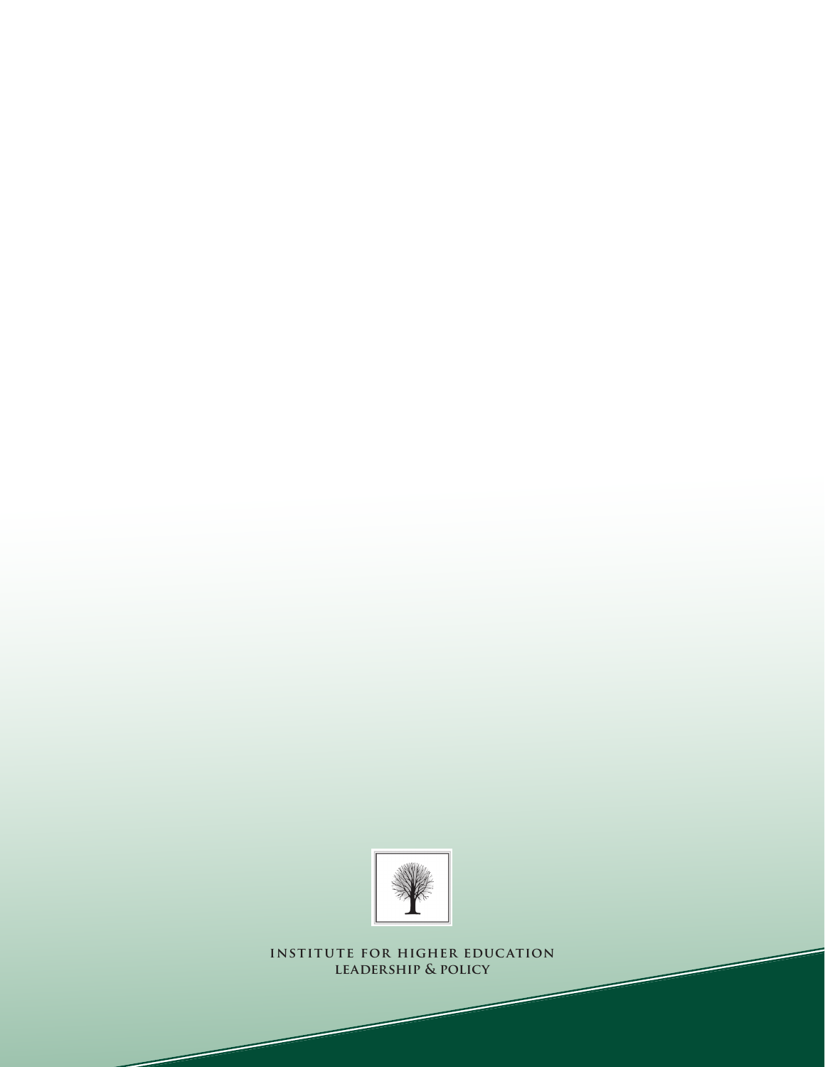INSTITUTE FOR HIGHER EDUCATION
LEADERSHIP & POLICY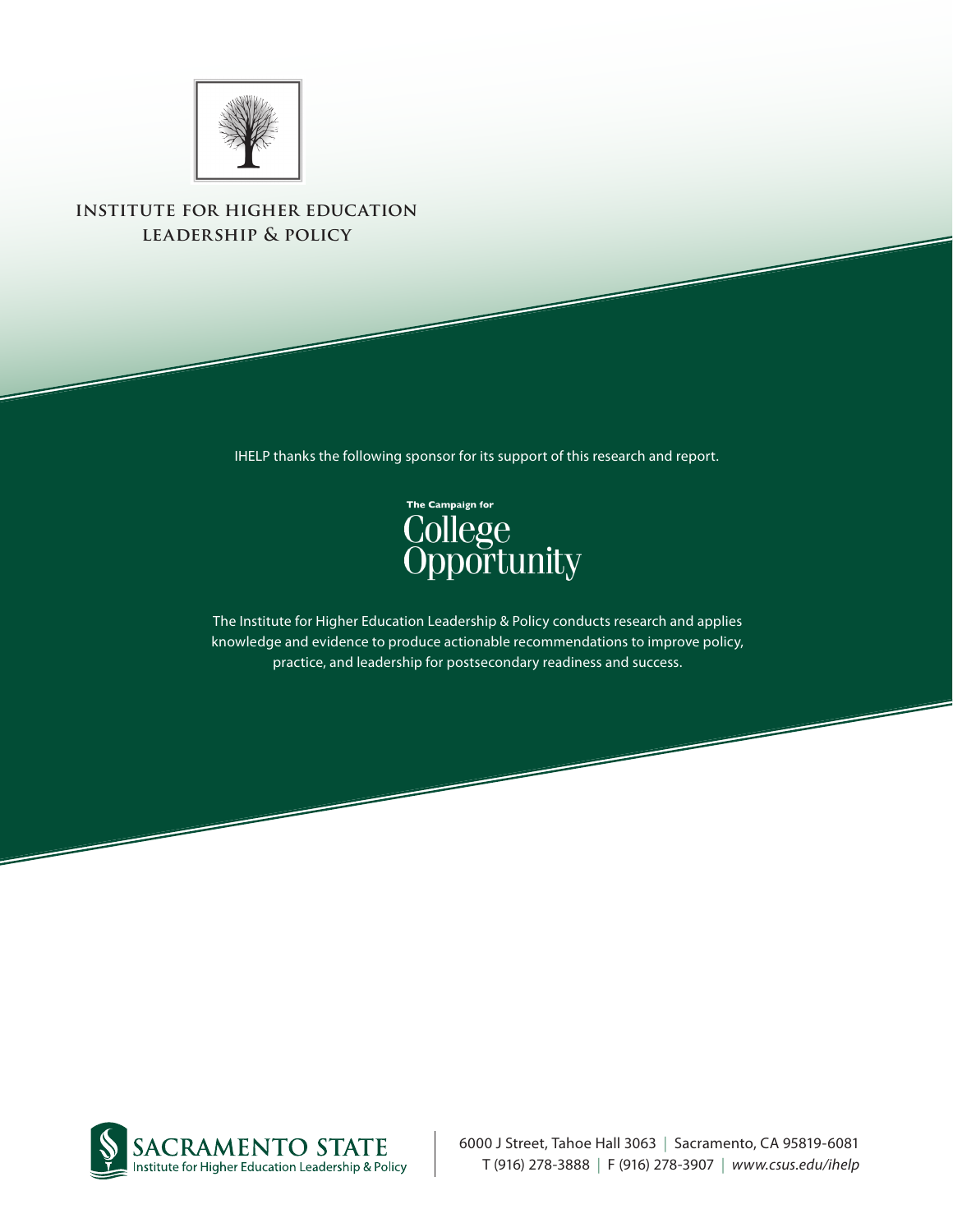**INSTITUTE FOR HIGHER EDUCATION LEADERSHIP & POLICY**

IHELP thanks the following sponsor for its support of this research and report.

The Campaign for College Opportunity

The Institute for Higher Education Leadership & Policy conducts research and applies knowledge and evidence to produce actionable recommendations to improve policy, practice, and leadership for postsecondary readiness and success.

SACRAMENTO STATE
Institute for Higher Education Leadership & Policy

6000 J Street, Tahoe Hall 3063 | Sacramento, CA 95819-6081
T (916) 278-3888 | F (916) 278-3907 | *www.csus.edu/ihelp*